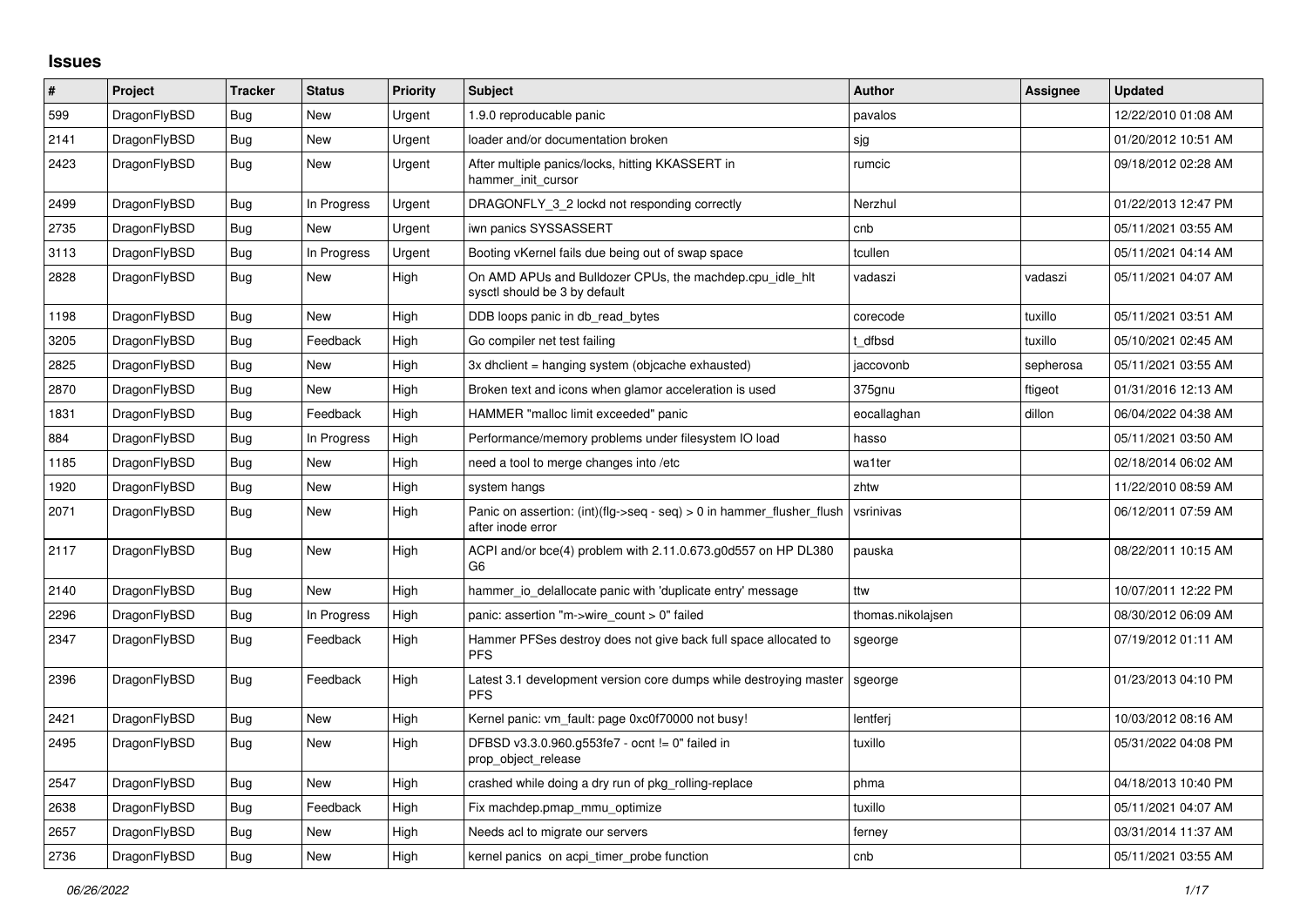## Issues

| # | Project | Tracker | Status | Priority | Subject | Author | Assignee | Updated |
|---|---|---|---|---|---|---|---|---|
| 599 | DragonFlyBSD | Bug | New | Urgent | 1.9.0 reproducable panic | pavalos | | 12/22/2010 01:08 AM |
| 2141 | DragonFlyBSD | Bug | New | Urgent | loader and/or documentation broken | sjg | | 01/20/2012 10:51 AM |
| 2423 | DragonFlyBSD | Bug | New | Urgent | After multiple panics/locks, hitting KKASSERT in hammer_init_cursor | rumcic | | 09/18/2012 02:28 AM |
| 2499 | DragonFlyBSD | Bug | In Progress | Urgent | DRAGONFLY_3_2 lockd not responding correctly | Nerzhul | | 01/22/2013 12:47 PM |
| 2735 | DragonFlyBSD | Bug | New | Urgent | iwn panics SYSSASSERT | cnb | | 05/11/2021 03:55 AM |
| 3113 | DragonFlyBSD | Bug | In Progress | Urgent | Booting vKernel fails due being out of swap space | tcullen | | 05/11/2021 04:14 AM |
| 2828 | DragonFlyBSD | Bug | New | High | On AMD APUs and Bulldozer CPUs, the machdep.cpu_idle_hlt sysctl should be 3 by default | vadaszi | vadaszi | 05/11/2021 04:07 AM |
| 1198 | DragonFlyBSD | Bug | New | High | DDB loops panic in db_read_bytes | corecode | tuxillo | 05/11/2021 03:51 AM |
| 3205 | DragonFlyBSD | Bug | Feedback | High | Go compiler net test failing | t_dfbsd | tuxillo | 05/10/2021 02:45 AM |
| 2825 | DragonFlyBSD | Bug | New | High | 3x dhclient = hanging system (objcache exhausted) | jaccovonb | sepherosa | 05/11/2021 03:55 AM |
| 2870 | DragonFlyBSD | Bug | New | High | Broken text and icons when glamor acceleration is used | 375gnu | ftigeot | 01/31/2016 12:13 AM |
| 1831 | DragonFlyBSD | Bug | Feedback | High | HAMMER "malloc limit exceeded" panic | eocallaghan | dillon | 06/04/2022 04:38 AM |
| 884 | DragonFlyBSD | Bug | In Progress | High | Performance/memory problems under filesystem IO load | hasso | | 05/11/2021 03:50 AM |
| 1185 | DragonFlyBSD | Bug | New | High | need a tool to merge changes into /etc | wa1ter | | 02/18/2014 06:02 AM |
| 1920 | DragonFlyBSD | Bug | New | High | system hangs | zhtw | | 11/22/2010 08:59 AM |
| 2071 | DragonFlyBSD | Bug | New | High | Panic on assertion: (int)(flg->seq - seq) > 0 in hammer_flusher_flush after inode error | vsrinivas | | 06/12/2011 07:59 AM |
| 2117 | DragonFlyBSD | Bug | New | High | ACPI and/or bce(4) problem with 2.11.0.673.g0d557 on HP DL380 G6 | pauska | | 08/22/2011 10:15 AM |
| 2140 | DragonFlyBSD | Bug | New | High | hammer_io_delallocate panic with 'duplicate entry' message | ttw | | 10/07/2011 12:22 PM |
| 2296 | DragonFlyBSD | Bug | In Progress | High | panic: assertion "m->wire_count > 0" failed | thomas.nikolajsen | | 08/30/2012 06:09 AM |
| 2347 | DragonFlyBSD | Bug | Feedback | High | Hammer PFSes destroy does not give back full space allocated to PFS | sgeorge | | 07/19/2012 01:11 AM |
| 2396 | DragonFlyBSD | Bug | Feedback | High | Latest 3.1 development version core dumps while destroying master PFS | sgeorge | | 01/23/2013 04:10 PM |
| 2421 | DragonFlyBSD | Bug | New | High | Kernel panic: vm_fault: page 0xc0f70000 not busy! | lentferj | | 10/03/2012 08:16 AM |
| 2495 | DragonFlyBSD | Bug | New | High | DFBSD v3.3.0.960.g553fe7 - ocnt != 0" failed in prop_object_release | tuxillo | | 05/31/2022 04:08 PM |
| 2547 | DragonFlyBSD | Bug | New | High | crashed while doing a dry run of pkg_rolling-replace | phma | | 04/18/2013 10:40 PM |
| 2638 | DragonFlyBSD | Bug | Feedback | High | Fix machdep.pmap_mmu_optimize | tuxillo | | 05/11/2021 04:07 AM |
| 2657 | DragonFlyBSD | Bug | New | High | Needs acl to migrate our servers | ferney | | 03/31/2014 11:37 AM |
| 2736 | DragonFlyBSD | Bug | New | High | kernel panics on acpi_timer_probe function | cnb | | 05/11/2021 03:55 AM |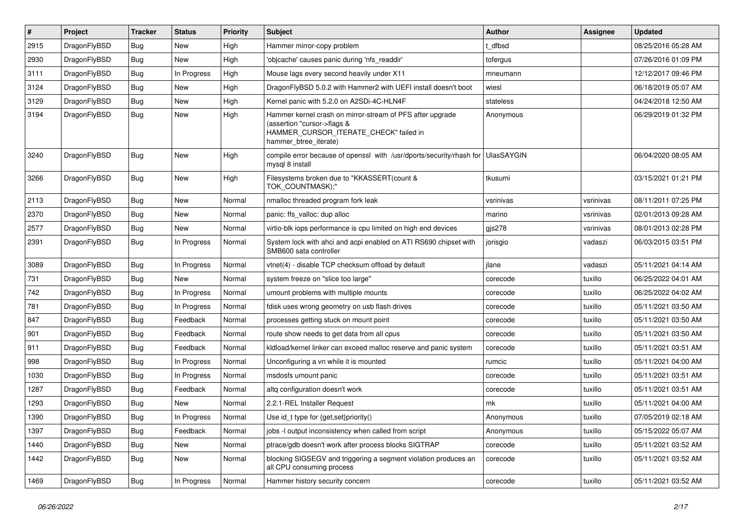| # | Project | Tracker | Status | Priority | Subject | Author | Assignee | Updated |
|---|---|---|---|---|---|---|---|---|
| 2915 | DragonFlyBSD | Bug | New | High | Hammer mirror-copy problem | t_dfbsd | | 08/25/2016 05:28 AM |
| 2930 | DragonFlyBSD | Bug | New | High | 'objcache' causes panic during 'nfs_readdir' | tofergus | | 07/26/2016 01:09 PM |
| 3111 | DragonFlyBSD | Bug | In Progress | High | Mouse lags every second heavily under X11 | mneumann | | 12/12/2017 09:46 PM |
| 3124 | DragonFlyBSD | Bug | New | High | DragonFlyBSD 5.0.2 with Hammer2 with UEFI install doesn't boot | wiesl | | 06/18/2019 05:07 AM |
| 3129 | DragonFlyBSD | Bug | New | High | Kernel panic with 5.2.0 on A2SDi-4C-HLN4F | stateless | | 04/24/2018 12:50 AM |
| 3194 | DragonFlyBSD | Bug | New | High | Hammer kernel crash on mirror-stream of PFS after upgrade (assertion "cursor->flags & HAMMER_CURSOR_ITERATE_CHECK" failed in hammer_btree_iterate) | Anonymous | | 06/29/2019 01:32 PM |
| 3240 | DragonFlyBSD | Bug | New | High | compile error because of openssl with /usr/dports/security/rhash for mysql 8 install | UlasSAYGIN | | 06/04/2020 08:05 AM |
| 3266 | DragonFlyBSD | Bug | New | High | Filesystems broken due to "KKASSERT(count & TOK_COUNTMASK);" | tkusumi | | 03/15/2021 01:21 PM |
| 2113 | DragonFlyBSD | Bug | New | Normal | nmalloc threaded program fork leak | vsrinivas | vsrinivas | 08/11/2011 07:25 PM |
| 2370 | DragonFlyBSD | Bug | New | Normal | panic: ffs_valloc: dup alloc | marino | vsrinivas | 02/01/2013 09:28 AM |
| 2577 | DragonFlyBSD | Bug | New | Normal | virtio-blk iops performance is cpu limited on high end devices | gjs278 | vsrinivas | 08/01/2013 02:28 PM |
| 2391 | DragonFlyBSD | Bug | In Progress | Normal | System lock with ahci and acpi enabled on ATI RS690 chipset with SMB600 sata controller | jorisgio | vadaszi | 06/03/2015 03:51 PM |
| 3089 | DragonFlyBSD | Bug | In Progress | Normal | vtnet(4) - disable TCP checksum offload by default | jlane | vadaszi | 05/11/2021 04:14 AM |
| 731 | DragonFlyBSD | Bug | New | Normal | system freeze on "slice too large" | corecode | tuxillo | 06/25/2022 04:01 AM |
| 742 | DragonFlyBSD | Bug | In Progress | Normal | umount problems with multiple mounts | corecode | tuxillo | 06/25/2022 04:02 AM |
| 781 | DragonFlyBSD | Bug | In Progress | Normal | fdisk uses wrong geometry on usb flash drives | corecode | tuxillo | 05/11/2021 03:50 AM |
| 847 | DragonFlyBSD | Bug | Feedback | Normal | processes getting stuck on mount point | corecode | tuxillo | 05/11/2021 03:50 AM |
| 901 | DragonFlyBSD | Bug | Feedback | Normal | route show needs to get data from all cpus | corecode | tuxillo | 05/11/2021 03:50 AM |
| 911 | DragonFlyBSD | Bug | Feedback | Normal | kldload/kernel linker can exceed malloc reserve and panic system | corecode | tuxillo | 05/11/2021 03:51 AM |
| 998 | DragonFlyBSD | Bug | In Progress | Normal | Unconfiguring a vn while it is mounted | rumcic | tuxillo | 05/11/2021 04:00 AM |
| 1030 | DragonFlyBSD | Bug | In Progress | Normal | msdosfs umount panic | corecode | tuxillo | 05/11/2021 03:51 AM |
| 1287 | DragonFlyBSD | Bug | Feedback | Normal | altq configuration doesn't work | corecode | tuxillo | 05/11/2021 03:51 AM |
| 1293 | DragonFlyBSD | Bug | New | Normal | 2.2.1-REL Installer Request | mk | tuxillo | 05/11/2021 04:00 AM |
| 1390 | DragonFlyBSD | Bug | In Progress | Normal | Use id_t type for {get,set}priority() | Anonymous | tuxillo | 07/05/2019 02:18 AM |
| 1397 | DragonFlyBSD | Bug | Feedback | Normal | jobs -l output inconsistency when called from script | Anonymous | tuxillo | 05/15/2022 05:07 AM |
| 1440 | DragonFlyBSD | Bug | New | Normal | ptrace/gdb doesn't work after process blocks SIGTRAP | corecode | tuxillo | 05/11/2021 03:52 AM |
| 1442 | DragonFlyBSD | Bug | New | Normal | blocking SIGSEGV and triggering a segment violation produces an all CPU consuming process | corecode | tuxillo | 05/11/2021 03:52 AM |
| 1469 | DragonFlyBSD | Bug | In Progress | Normal | Hammer history security concern | corecode | tuxillo | 05/11/2021 03:52 AM |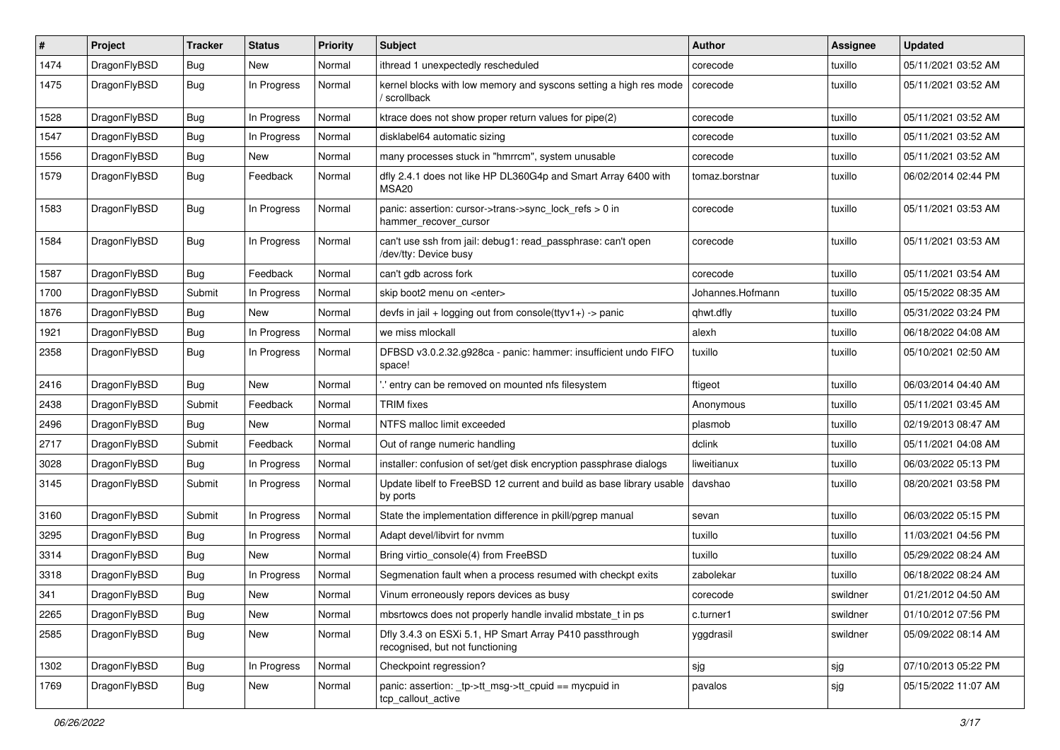| # | Project | Tracker | Status | Priority | Subject | Author | Assignee | Updated |
|---|---|---|---|---|---|---|---|---|
| 1474 | DragonFlyBSD | Bug | New | Normal | ithread 1 unexpectedly rescheduled | corecode | tuxillo | 05/11/2021 03:52 AM |
| 1475 | DragonFlyBSD | Bug | In Progress | Normal | kernel blocks with low memory and syscons setting a high res mode / scrollback | corecode | tuxillo | 05/11/2021 03:52 AM |
| 1528 | DragonFlyBSD | Bug | In Progress | Normal | ktrace does not show proper return values for pipe(2) | corecode | tuxillo | 05/11/2021 03:52 AM |
| 1547 | DragonFlyBSD | Bug | In Progress | Normal | disklabel64 automatic sizing | corecode | tuxillo | 05/11/2021 03:52 AM |
| 1556 | DragonFlyBSD | Bug | New | Normal | many processes stuck in "hmrrcm", system unusable | corecode | tuxillo | 05/11/2021 03:52 AM |
| 1579 | DragonFlyBSD | Bug | Feedback | Normal | dfly 2.4.1 does not like HP DL360G4p and Smart Array 6400 with MSA20 | tomaz.borstnar | tuxillo | 06/02/2014 02:44 PM |
| 1583 | DragonFlyBSD | Bug | In Progress | Normal | panic: assertion: cursor->trans->sync_lock_refs > 0 in hammer_recover_cursor | corecode | tuxillo | 05/11/2021 03:53 AM |
| 1584 | DragonFlyBSD | Bug | In Progress | Normal | can't use ssh from jail: debug1: read_passphrase: can't open /dev/tty: Device busy | corecode | tuxillo | 05/11/2021 03:53 AM |
| 1587 | DragonFlyBSD | Bug | Feedback | Normal | can't gdb across fork | corecode | tuxillo | 05/11/2021 03:54 AM |
| 1700 | DragonFlyBSD | Submit | In Progress | Normal | skip boot2 menu on <enter> | Johannes.Hofmann | tuxillo | 05/15/2022 08:35 AM |
| 1876 | DragonFlyBSD | Bug | New | Normal | devfs in jail + logging out from console(ttyv1+) -> panic | qhwt.dfly | tuxillo | 05/31/2022 03:24 PM |
| 1921 | DragonFlyBSD | Bug | In Progress | Normal | we miss mlockall | alexh | tuxillo | 06/18/2022 04:08 AM |
| 2358 | DragonFlyBSD | Bug | In Progress | Normal | DFBSD v3.0.2.32.g928ca - panic: hammer: insufficient undo FIFO space! | tuxillo | tuxillo | 05/10/2021 02:50 AM |
| 2416 | DragonFlyBSD | Bug | New | Normal | '.' entry can be removed on mounted nfs filesystem | ftigeot | tuxillo | 06/03/2014 04:40 AM |
| 2438 | DragonFlyBSD | Submit | Feedback | Normal | TRIM fixes | Anonymous | tuxillo | 05/11/2021 03:45 AM |
| 2496 | DragonFlyBSD | Bug | New | Normal | NTFS malloc limit exceeded | plasmob | tuxillo | 02/19/2013 08:47 AM |
| 2717 | DragonFlyBSD | Submit | Feedback | Normal | Out of range numeric handling | dclink | tuxillo | 05/11/2021 04:08 AM |
| 3028 | DragonFlyBSD | Bug | In Progress | Normal | installer: confusion of set/get disk encryption passphrase dialogs | liweitianux | tuxillo | 06/03/2022 05:13 PM |
| 3145 | DragonFlyBSD | Submit | In Progress | Normal | Update libelf to FreeBSD 12 current and build as base library usable by ports | davshao | tuxillo | 08/20/2021 03:58 PM |
| 3160 | DragonFlyBSD | Submit | In Progress | Normal | State the implementation difference in pkill/pgrep manual | sevan | tuxillo | 06/03/2022 05:15 PM |
| 3295 | DragonFlyBSD | Bug | In Progress | Normal | Adapt devel/libvirt for nvmm | tuxillo | tuxillo | 11/03/2021 04:56 PM |
| 3314 | DragonFlyBSD | Bug | New | Normal | Bring virtio_console(4) from FreeBSD | tuxillo | tuxillo | 05/29/2022 08:24 AM |
| 3318 | DragonFlyBSD | Bug | In Progress | Normal | Segmenation fault when a process resumed with checkpt exits | zabolekar | tuxillo | 06/18/2022 08:24 AM |
| 341 | DragonFlyBSD | Bug | New | Normal | Vinum erroneously repors devices as busy | corecode | swildner | 01/21/2012 04:50 AM |
| 2265 | DragonFlyBSD | Bug | New | Normal | mbsrtowcs does not properly handle invalid mbstate_t in ps | c.turner1 | swildner | 01/10/2012 07:56 PM |
| 2585 | DragonFlyBSD | Bug | New | Normal | Dfly 3.4.3 on ESXi 5.1, HP Smart Array P410 passthrough recognised, but not functioning | yggdrasil | swildner | 05/09/2022 08:14 AM |
| 1302 | DragonFlyBSD | Bug | In Progress | Normal | Checkpoint regression? | sjg | sjg | 07/10/2013 05:22 PM |
| 1769 | DragonFlyBSD | Bug | New | Normal | panic: assertion: _tp->tt_msg->tt_cpuid == mycpuid in tcp_callout_active | pavalos | sjg | 05/15/2022 11:07 AM |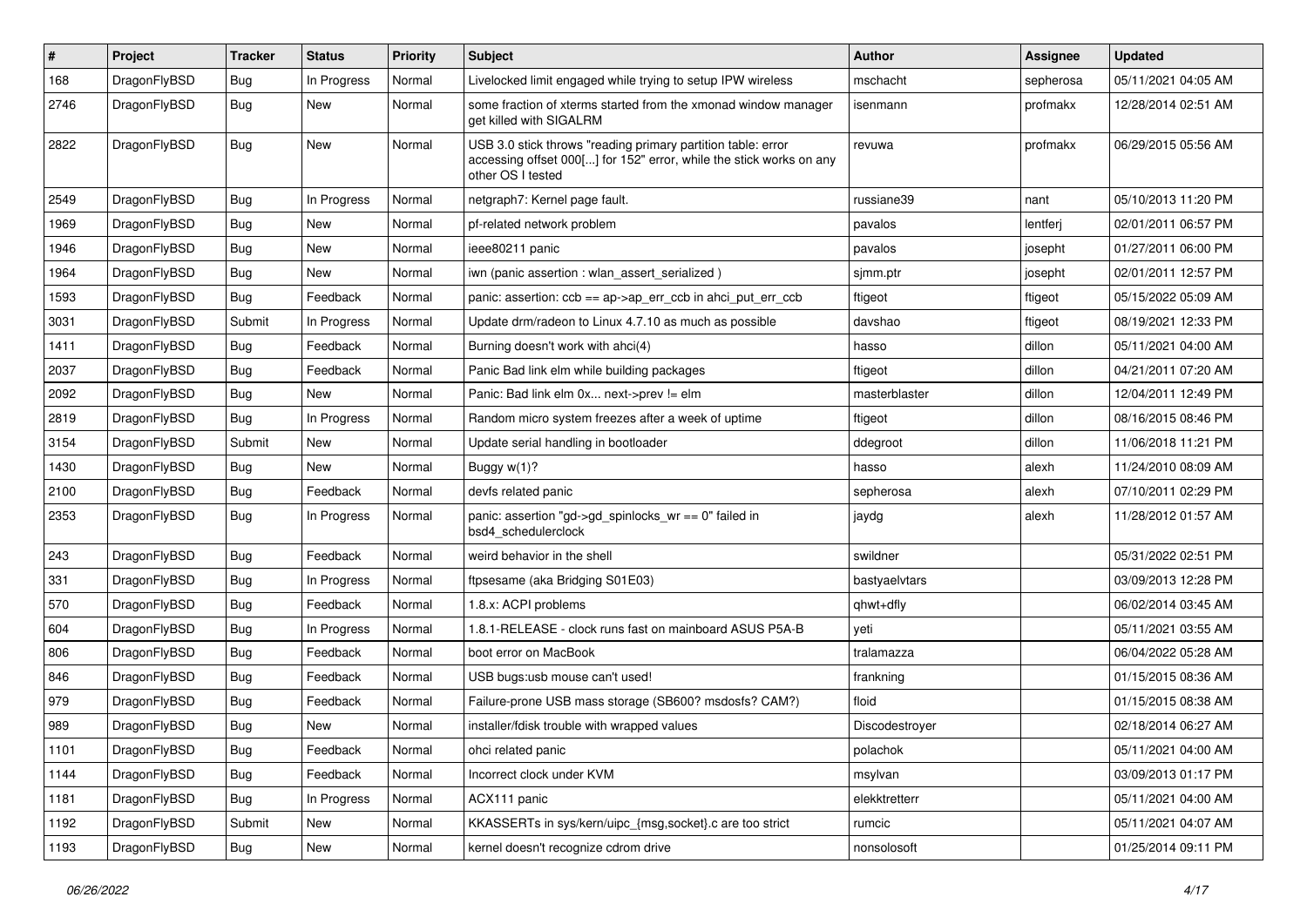| # | Project | Tracker | Status | Priority | Subject | Author | Assignee | Updated |
|---|---|---|---|---|---|---|---|---|
| 168 | DragonFlyBSD | Bug | In Progress | Normal | Livelocked limit engaged while trying to setup IPW wireless | mschacht | sepherosa | 05/11/2021 04:05 AM |
| 2746 | DragonFlyBSD | Bug | New | Normal | some fraction of xterms started from the xmonad window manager get killed with SIGALRM | isenmann | profmakx | 12/28/2014 02:51 AM |
| 2822 | DragonFlyBSD | Bug | New | Normal | USB 3.0 stick throws "reading primary partition table: error accessing offset 000[...] for 152" error, while the stick works on any other OS I tested | revuwa | profmakx | 06/29/2015 05:56 AM |
| 2549 | DragonFlyBSD | Bug | In Progress | Normal | netgraph7: Kernel page fault. | russiane39 | nant | 05/10/2013 11:20 PM |
| 1969 | DragonFlyBSD | Bug | New | Normal | pf-related network problem | pavalos | lentferj | 02/01/2011 06:57 PM |
| 1946 | DragonFlyBSD | Bug | New | Normal | ieee80211 panic | pavalos | josepht | 01/27/2011 06:00 PM |
| 1964 | DragonFlyBSD | Bug | New | Normal | iwn (panic assertion : wlan_assert_serialized ) | sjmm.ptr | josepht | 02/01/2011 12:57 PM |
| 1593 | DragonFlyBSD | Bug | Feedback | Normal | panic: assertion: ccb == ap->ap_err_ccb in ahci_put_err_ccb | ftigeot | ftigeot | 05/15/2022 05:09 AM |
| 3031 | DragonFlyBSD | Submit | In Progress | Normal | Update drm/radeon to Linux 4.7.10 as much as possible | davshao | ftigeot | 08/19/2021 12:33 PM |
| 1411 | DragonFlyBSD | Bug | Feedback | Normal | Burning doesn't work with ahci(4) | hasso | dillon | 05/11/2021 04:00 AM |
| 2037 | DragonFlyBSD | Bug | Feedback | Normal | Panic Bad link elm while building packages | ftigeot | dillon | 04/21/2011 07:20 AM |
| 2092 | DragonFlyBSD | Bug | New | Normal | Panic: Bad link elm 0x... next->prev != elm | masterblaster | dillon | 12/04/2011 12:49 PM |
| 2819 | DragonFlyBSD | Bug | In Progress | Normal | Random micro system freezes after a week of uptime | ftigeot | dillon | 08/16/2015 08:46 PM |
| 3154 | DragonFlyBSD | Submit | New | Normal | Update serial handling in bootloader | ddegroot | dillon | 11/06/2018 11:21 PM |
| 1430 | DragonFlyBSD | Bug | New | Normal | Buggy w(1)? | hasso | alexh | 11/24/2010 08:09 AM |
| 2100 | DragonFlyBSD | Bug | Feedback | Normal | devfs related panic | sepherosa | alexh | 07/10/2011 02:29 PM |
| 2353 | DragonFlyBSD | Bug | In Progress | Normal | panic: assertion "gd->gd_spinlocks_wr == 0" failed in bsd4_schedulerclock | jaydg | alexh | 11/28/2012 01:57 AM |
| 243 | DragonFlyBSD | Bug | Feedback | Normal | weird behavior in the shell | swildner | | 05/31/2022 02:51 PM |
| 331 | DragonFlyBSD | Bug | In Progress | Normal | ftpsesame (aka Bridging S01E03) | bastyaelvtars | | 03/09/2013 12:28 PM |
| 570 | DragonFlyBSD | Bug | Feedback | Normal | 1.8.x: ACPI problems | qhwt+dfly | | 06/02/2014 03:45 AM |
| 604 | DragonFlyBSD | Bug | In Progress | Normal | 1.8.1-RELEASE - clock runs fast on mainboard ASUS P5A-B | yeti | | 05/11/2021 03:55 AM |
| 806 | DragonFlyBSD | Bug | Feedback | Normal | boot error on MacBook | tralamazza | | 06/04/2022 05:28 AM |
| 846 | DragonFlyBSD | Bug | Feedback | Normal | USB bugs:usb mouse can't used! | frankning | | 01/15/2015 08:36 AM |
| 979 | DragonFlyBSD | Bug | Feedback | Normal | Failure-prone USB mass storage (SB600? msdosfs? CAM?) | floid | | 01/15/2015 08:38 AM |
| 989 | DragonFlyBSD | Bug | New | Normal | installer/fdisk trouble with wrapped values | Discodestroyer | | 02/18/2014 06:27 AM |
| 1101 | DragonFlyBSD | Bug | Feedback | Normal | ohci related panic | polachok | | 05/11/2021 04:00 AM |
| 1144 | DragonFlyBSD | Bug | Feedback | Normal | Incorrect clock under KVM | msylvan | | 03/09/2013 01:17 PM |
| 1181 | DragonFlyBSD | Bug | In Progress | Normal | ACX111 panic | elekktretterr | | 05/11/2021 04:00 AM |
| 1192 | DragonFlyBSD | Submit | New | Normal | KKASSERTs in sys/kern/uipc_{msg,socket}.c are too strict | rumcic | | 05/11/2021 04:07 AM |
| 1193 | DragonFlyBSD | Bug | New | Normal | kernel doesn't recognize cdrom drive | nonsolosoft | | 01/25/2014 09:11 PM |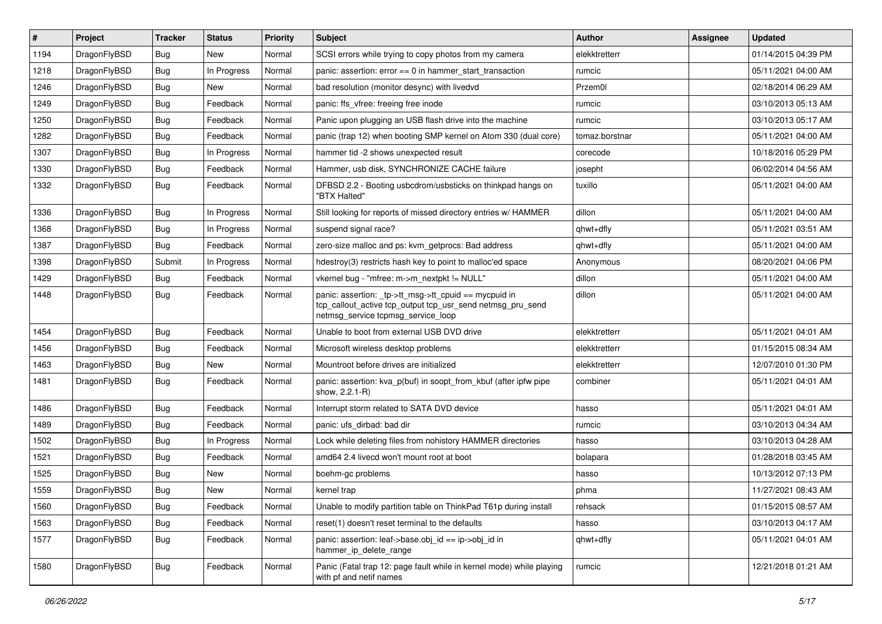| # | Project | Tracker | Status | Priority | Subject | Author | Assignee | Updated |
|---|---|---|---|---|---|---|---|---|
| 1194 | DragonFlyBSD | Bug | New | Normal | SCSI errors while trying to copy photos from my camera | elekktretterr | | 01/14/2015 04:39 PM |
| 1218 | DragonFlyBSD | Bug | In Progress | Normal | panic: assertion: error == 0 in hammer_start_transaction | rumcic | | 05/11/2021 04:00 AM |
| 1246 | DragonFlyBSD | Bug | New | Normal | bad resolution (monitor desync) with livedvd | Przem0l | | 02/18/2014 06:29 AM |
| 1249 | DragonFlyBSD | Bug | Feedback | Normal | panic: ffs_vfree: freeing free inode | rumcic | | 03/10/2013 05:13 AM |
| 1250 | DragonFlyBSD | Bug | Feedback | Normal | Panic upon plugging an USB flash drive into the machine | rumcic | | 03/10/2013 05:17 AM |
| 1282 | DragonFlyBSD | Bug | Feedback | Normal | panic (trap 12) when booting SMP kernel on Atom 330 (dual core) | tomaz.borstnar | | 05/11/2021 04:00 AM |
| 1307 | DragonFlyBSD | Bug | In Progress | Normal | hammer tid -2 shows unexpected result | corecode | | 10/18/2016 05:29 PM |
| 1330 | DragonFlyBSD | Bug | Feedback | Normal | Hammer, usb disk, SYNCHRONIZE CACHE failure | josepht | | 06/02/2014 04:56 AM |
| 1332 | DragonFlyBSD | Bug | Feedback | Normal | DFBSD 2.2 - Booting usbcdrom/usbsticks on thinkpad hangs on "BTX Halted" | tuxillo | | 05/11/2021 04:00 AM |
| 1336 | DragonFlyBSD | Bug | In Progress | Normal | Still looking for reports of missed directory entries w/ HAMMER | dillon | | 05/11/2021 04:00 AM |
| 1368 | DragonFlyBSD | Bug | In Progress | Normal | suspend signal race? | qhwt+dfly | | 05/11/2021 03:51 AM |
| 1387 | DragonFlyBSD | Bug | Feedback | Normal | zero-size malloc and ps: kvm_getprocs: Bad address | qhwt+dfly | | 05/11/2021 04:00 AM |
| 1398 | DragonFlyBSD | Submit | In Progress | Normal | hdestroy(3) restricts hash key to point to malloc'ed space | Anonymous | | 08/20/2021 04:06 PM |
| 1429 | DragonFlyBSD | Bug | Feedback | Normal | vkernel bug - "mfree: m->m_nextpkt != NULL" | dillon | | 05/11/2021 04:00 AM |
| 1448 | DragonFlyBSD | Bug | Feedback | Normal | panic: assertion: _tp->tt_msg->tt_cpuid == mycpuid in tcp_callout_active tcp_output tcp_usr_send netmsg_pru_send netmsg_service tcpmsg_service_loop | dillon | | 05/11/2021 04:00 AM |
| 1454 | DragonFlyBSD | Bug | Feedback | Normal | Unable to boot from external USB DVD drive | elekktretterr | | 05/11/2021 04:01 AM |
| 1456 | DragonFlyBSD | Bug | Feedback | Normal | Microsoft wireless desktop problems | elekktretterr | | 01/15/2015 08:34 AM |
| 1463 | DragonFlyBSD | Bug | New | Normal | Mountroot before drives are initialized | elekktretterr | | 12/07/2010 01:30 PM |
| 1481 | DragonFlyBSD | Bug | Feedback | Normal | panic: assertion: kva_p(buf) in soopt_from_kbuf (after ipfw pipe show, 2.2.1-R) | combiner | | 05/11/2021 04:01 AM |
| 1486 | DragonFlyBSD | Bug | Feedback | Normal | Interrupt storm related to SATA DVD device | hasso | | 05/11/2021 04:01 AM |
| 1489 | DragonFlyBSD | Bug | Feedback | Normal | panic: ufs_dirbad: bad dir | rumcic | | 03/10/2013 04:34 AM |
| 1502 | DragonFlyBSD | Bug | In Progress | Normal | Lock while deleting files from nohistory HAMMER directories | hasso | | 03/10/2013 04:28 AM |
| 1521 | DragonFlyBSD | Bug | Feedback | Normal | amd64 2.4 livecd won't mount root at boot | bolapara | | 01/28/2018 03:45 AM |
| 1525 | DragonFlyBSD | Bug | New | Normal | boehm-gc problems | hasso | | 10/13/2012 07:13 PM |
| 1559 | DragonFlyBSD | Bug | New | Normal | kernel trap | phma | | 11/27/2021 08:43 AM |
| 1560 | DragonFlyBSD | Bug | Feedback | Normal | Unable to modify partition table on ThinkPad T61p during install | rehsack | | 01/15/2015 08:57 AM |
| 1563 | DragonFlyBSD | Bug | Feedback | Normal | reset(1) doesn't reset terminal to the defaults | hasso | | 03/10/2013 04:17 AM |
| 1577 | DragonFlyBSD | Bug | Feedback | Normal | panic: assertion: leaf->base.obj_id == ip->obj_id in hammer_ip_delete_range | qhwt+dfly | | 05/11/2021 04:01 AM |
| 1580 | DragonFlyBSD | Bug | Feedback | Normal | Panic (Fatal trap 12: page fault while in kernel mode) while playing with pf and netif names | rumcic | | 12/21/2018 01:21 AM |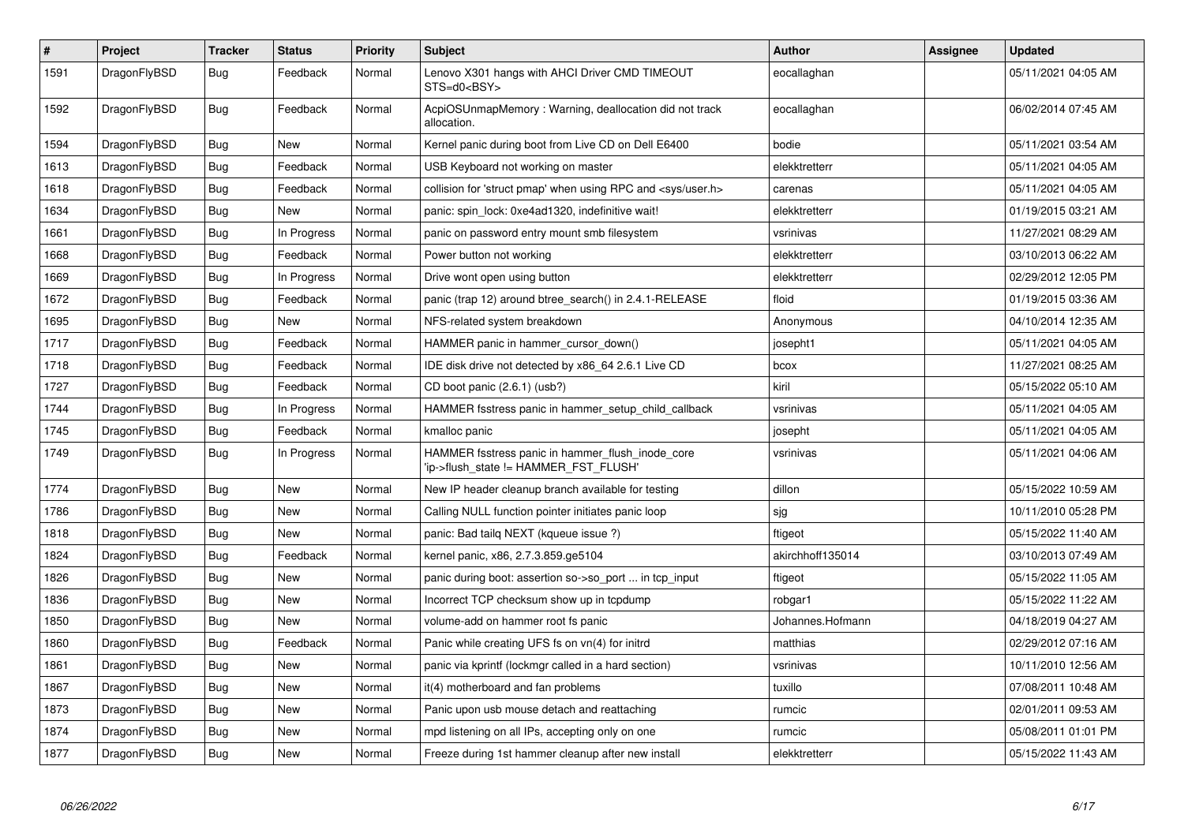| # | Project | Tracker | Status | Priority | Subject | Author | Assignee | Updated |
|---|---|---|---|---|---|---|---|---|
| 1591 | DragonFlyBSD | Bug | Feedback | Normal | Lenovo X301 hangs with AHCI Driver CMD TIMEOUT STS=d0<BSY> | eocallaghan | | 05/11/2021 04:05 AM |
| 1592 | DragonFlyBSD | Bug | Feedback | Normal | AcpiOSUnmapMemory : Warning, deallocation did not track allocation. | eocallaghan | | 06/02/2014 07:45 AM |
| 1594 | DragonFlyBSD | Bug | New | Normal | Kernel panic during boot from Live CD on Dell E6400 | bodie | | 05/11/2021 03:54 AM |
| 1613 | DragonFlyBSD | Bug | Feedback | Normal | USB Keyboard not working on master | elekktretterr | | 05/11/2021 04:05 AM |
| 1618 | DragonFlyBSD | Bug | Feedback | Normal | collision for 'struct pmap' when using RPC and <sys/user.h> | carenas | | 05/11/2021 04:05 AM |
| 1634 | DragonFlyBSD | Bug | New | Normal | panic: spin_lock: 0xe4ad1320, indefinitive wait! | elekktretterr | | 01/19/2015 03:21 AM |
| 1661 | DragonFlyBSD | Bug | In Progress | Normal | panic on password entry mount smb filesystem | vsrinivas | | 11/27/2021 08:29 AM |
| 1668 | DragonFlyBSD | Bug | Feedback | Normal | Power button not working | elekktretterr | | 03/10/2013 06:22 AM |
| 1669 | DragonFlyBSD | Bug | In Progress | Normal | Drive wont open using button | elekktretterr | | 02/29/2012 12:05 PM |
| 1672 | DragonFlyBSD | Bug | Feedback | Normal | panic (trap 12) around btree_search() in 2.4.1-RELEASE | floid | | 01/19/2015 03:36 AM |
| 1695 | DragonFlyBSD | Bug | New | Normal | NFS-related system breakdown | Anonymous | | 04/10/2014 12:35 AM |
| 1717 | DragonFlyBSD | Bug | Feedback | Normal | HAMMER panic in hammer_cursor_down() | josepht1 | | 05/11/2021 04:05 AM |
| 1718 | DragonFlyBSD | Bug | Feedback | Normal | IDE disk drive not detected by x86_64 2.6.1 Live CD | bcox | | 11/27/2021 08:25 AM |
| 1727 | DragonFlyBSD | Bug | Feedback | Normal | CD boot panic (2.6.1) (usb?) | kiril | | 05/15/2022 05:10 AM |
| 1744 | DragonFlyBSD | Bug | In Progress | Normal | HAMMER fsstress panic in hammer_setup_child_callback | vsrinivas | | 05/11/2021 04:05 AM |
| 1745 | DragonFlyBSD | Bug | Feedback | Normal | kmalloc panic | josepht | | 05/11/2021 04:05 AM |
| 1749 | DragonFlyBSD | Bug | In Progress | Normal | HAMMER fsstress panic in hammer_flush_inode_core 'ip->flush_state != HAMMER_FST_FLUSH' | vsrinivas | | 05/11/2021 04:06 AM |
| 1774 | DragonFlyBSD | Bug | New | Normal | New IP header cleanup branch available for testing | dillon | | 05/15/2022 10:59 AM |
| 1786 | DragonFlyBSD | Bug | New | Normal | Calling NULL function pointer initiates panic loop | sjg | | 10/11/2010 05:28 PM |
| 1818 | DragonFlyBSD | Bug | New | Normal | panic: Bad tailq NEXT (kqueue issue ?) | ftigeot | | 05/15/2022 11:40 AM |
| 1824 | DragonFlyBSD | Bug | Feedback | Normal | kernel panic, x86, 2.7.3.859.ge5104 | akirchhoff135014 | | 03/10/2013 07:49 AM |
| 1826 | DragonFlyBSD | Bug | New | Normal | panic during boot: assertion so->so_port ... in tcp_input | ftigeot | | 05/15/2022 11:05 AM |
| 1836 | DragonFlyBSD | Bug | New | Normal | Incorrect TCP checksum show up in tcpdump | robgar1 | | 05/15/2022 11:22 AM |
| 1850 | DragonFlyBSD | Bug | New | Normal | volume-add on hammer root fs panic | Johannes.Hofmann | | 04/18/2019 04:27 AM |
| 1860 | DragonFlyBSD | Bug | Feedback | Normal | Panic while creating UFS fs on vn(4) for initrd | matthias | | 02/29/2012 07:16 AM |
| 1861 | DragonFlyBSD | Bug | New | Normal | panic via kprintf (lockmgr called in a hard section) | vsrinivas | | 10/11/2010 12:56 AM |
| 1867 | DragonFlyBSD | Bug | New | Normal | it(4) motherboard and fan problems | tuxillo | | 07/08/2011 10:48 AM |
| 1873 | DragonFlyBSD | Bug | New | Normal | Panic upon usb mouse detach and reattaching | rumcic | | 02/01/2011 09:53 AM |
| 1874 | DragonFlyBSD | Bug | New | Normal | mpd listening on all IPs, accepting only on one | rumcic | | 05/08/2011 01:01 PM |
| 1877 | DragonFlyBSD | Bug | New | Normal | Freeze during 1st hammer cleanup after new install | elekktretterr | | 05/15/2022 11:43 AM |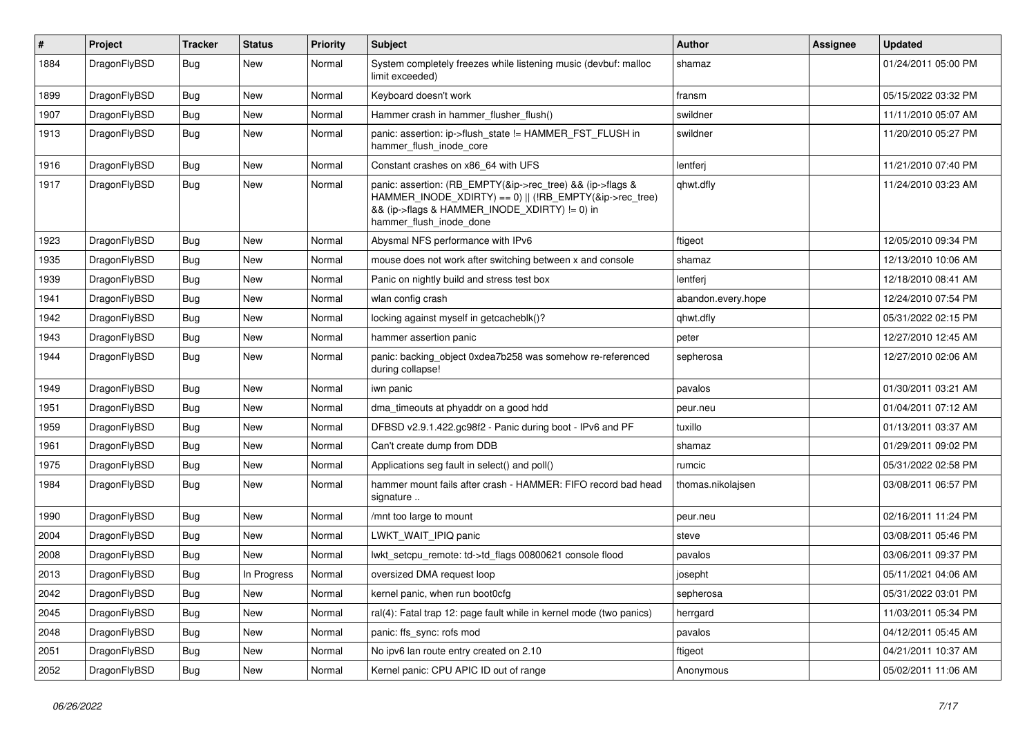| # | Project | Tracker | Status | Priority | Subject | Author | Assignee | Updated |
|---|---|---|---|---|---|---|---|---|
| 1884 | DragonFlyBSD | Bug | New | Normal | System completely freezes while listening music (devbuf: malloc limit exceeded) | shamaz | | 01/24/2011 05:00 PM |
| 1899 | DragonFlyBSD | Bug | New | Normal | Keyboard doesn't work | fransm | | 05/15/2022 03:32 PM |
| 1907 | DragonFlyBSD | Bug | New | Normal | Hammer crash in hammer_flusher_flush() | swildner | | 11/11/2010 05:07 AM |
| 1913 | DragonFlyBSD | Bug | New | Normal | panic: assertion: ip->flush_state != HAMMER_FST_FLUSH in hammer_flush_inode_core | swildner | | 11/20/2010 05:27 PM |
| 1916 | DragonFlyBSD | Bug | New | Normal | Constant crashes on x86_64 with UFS | lentferj | | 11/21/2010 07:40 PM |
| 1917 | DragonFlyBSD | Bug | New | Normal | panic: assertion: (RB_EMPTY(&ip->rec_tree) && (ip->flags & HAMMER_INODE_XDIRTY) == 0) \|\| (!RB_EMPTY(&ip->rec_tree) && (ip->flags & HAMMER_INODE_XDIRTY) != 0) in hammer_flush_inode_done | qhwt.dfly | | 11/24/2010 03:23 AM |
| 1923 | DragonFlyBSD | Bug | New | Normal | Abysmal NFS performance with IPv6 | ftigeot | | 12/05/2010 09:34 PM |
| 1935 | DragonFlyBSD | Bug | New | Normal | mouse does not work after switching between x and console | shamaz | | 12/13/2010 10:06 AM |
| 1939 | DragonFlyBSD | Bug | New | Normal | Panic on nightly build and stress test box | lentferj | | 12/18/2010 08:41 AM |
| 1941 | DragonFlyBSD | Bug | New | Normal | wlan config crash | abandon.every.hope | | 12/24/2010 07:54 PM |
| 1942 | DragonFlyBSD | Bug | New | Normal | locking against myself in getcacheblk()? | qhwt.dfly | | 05/31/2022 02:15 PM |
| 1943 | DragonFlyBSD | Bug | New | Normal | hammer assertion panic | peter | | 12/27/2010 12:45 AM |
| 1944 | DragonFlyBSD | Bug | New | Normal | panic: backing_object 0xdea7b258 was somehow re-referenced during collapse! | sepherosa | | 12/27/2010 02:06 AM |
| 1949 | DragonFlyBSD | Bug | New | Normal | iwn panic | pavalos | | 01/30/2011 03:21 AM |
| 1951 | DragonFlyBSD | Bug | New | Normal | dma_timeouts at phyaddr on a good hdd | peur.neu | | 01/04/2011 07:12 AM |
| 1959 | DragonFlyBSD | Bug | New | Normal | DFBSD v2.9.1.422.gc98f2 - Panic during boot - IPv6 and PF | tuxillo | | 01/13/2011 03:37 AM |
| 1961 | DragonFlyBSD | Bug | New | Normal | Can't create dump from DDB | shamaz | | 01/29/2011 09:02 PM |
| 1975 | DragonFlyBSD | Bug | New | Normal | Applications seg fault in select() and poll() | rumcic | | 05/31/2022 02:58 PM |
| 1984 | DragonFlyBSD | Bug | New | Normal | hammer mount fails after crash - HAMMER: FIFO record bad head signature .. | thomas.nikolajsen | | 03/08/2011 06:57 PM |
| 1990 | DragonFlyBSD | Bug | New | Normal | /mnt too large to mount | peur.neu | | 02/16/2011 11:24 PM |
| 2004 | DragonFlyBSD | Bug | New | Normal | LWKT_WAIT_IPIQ panic | steve | | 03/08/2011 05:46 PM |
| 2008 | DragonFlyBSD | Bug | New | Normal | lwkt_setcpu_remote: td->td_flags 00800621 console flood | pavalos | | 03/06/2011 09:37 PM |
| 2013 | DragonFlyBSD | Bug | In Progress | Normal | oversized DMA request loop | josepht | | 05/11/2021 04:06 AM |
| 2042 | DragonFlyBSD | Bug | New | Normal | kernel panic, when run boot0cfg | sepherosa | | 05/31/2022 03:01 PM |
| 2045 | DragonFlyBSD | Bug | New | Normal | ral(4): Fatal trap 12: page fault while in kernel mode (two panics) | herrgard | | 11/03/2011 05:34 PM |
| 2048 | DragonFlyBSD | Bug | New | Normal | panic: ffs_sync: rofs mod | pavalos | | 04/12/2011 05:45 AM |
| 2051 | DragonFlyBSD | Bug | New | Normal | No ipv6 lan route entry created on 2.10 | ftigeot | | 04/21/2011 10:37 AM |
| 2052 | DragonFlyBSD | Bug | New | Normal | Kernel panic: CPU APIC ID out of range | Anonymous | | 05/02/2011 11:06 AM |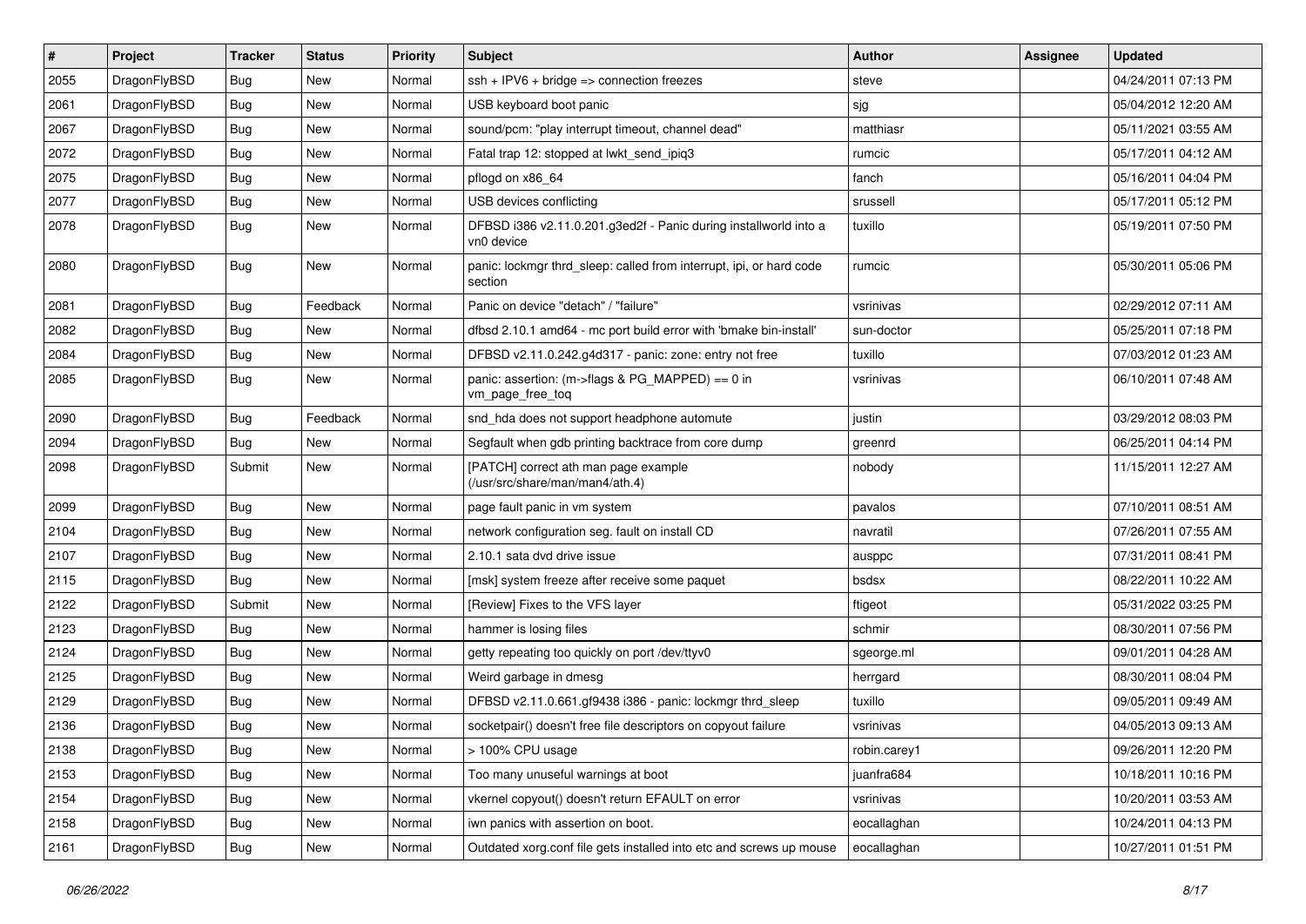| # | Project | Tracker | Status | Priority | Subject | Author | Assignee | Updated |
|---|---|---|---|---|---|---|---|---|
| 2055 | DragonFlyBSD | Bug | New | Normal | ssh + IPV6 + bridge => connection freezes | steve | | 04/24/2011 07:13 PM |
| 2061 | DragonFlyBSD | Bug | New | Normal | USB keyboard boot panic | sjg | | 05/04/2012 12:20 AM |
| 2067 | DragonFlyBSD | Bug | New | Normal | sound/pcm: "play interrupt timeout, channel dead" | matthiasr | | 05/11/2021 03:55 AM |
| 2072 | DragonFlyBSD | Bug | New | Normal | Fatal trap 12: stopped at lwkt_send_ipiq3 | rumcic | | 05/17/2011 04:12 AM |
| 2075 | DragonFlyBSD | Bug | New | Normal | pflogd on x86_64 | fanch | | 05/16/2011 04:04 PM |
| 2077 | DragonFlyBSD | Bug | New | Normal | USB devices conflicting | srussell | | 05/17/2011 05:12 PM |
| 2078 | DragonFlyBSD | Bug | New | Normal | DFBSD i386 v2.11.0.201.g3ed2f - Panic during installworld into a vn0 device | tuxillo | | 05/19/2011 07:50 PM |
| 2080 | DragonFlyBSD | Bug | New | Normal | panic: lockmgr thrd_sleep: called from interrupt, ipi, or hard code section | rumcic | | 05/30/2011 05:06 PM |
| 2081 | DragonFlyBSD | Bug | Feedback | Normal | Panic on device "detach" / "failure" | vsrinivas | | 02/29/2012 07:11 AM |
| 2082 | DragonFlyBSD | Bug | New | Normal | dfbsd 2.10.1 amd64 - mc port build error with 'bmake bin-install' | sun-doctor | | 05/25/2011 07:18 PM |
| 2084 | DragonFlyBSD | Bug | New | Normal | DFBSD v2.11.0.242.g4d317 - panic: zone: entry not free | tuxillo | | 07/03/2012 01:23 AM |
| 2085 | DragonFlyBSD | Bug | New | Normal | panic: assertion: (m->flags & PG_MAPPED) == 0 in vm_page_free_toq | vsrinivas | | 06/10/2011 07:48 AM |
| 2090 | DragonFlyBSD | Bug | Feedback | Normal | snd_hda does not support headphone automute | justin | | 03/29/2012 08:03 PM |
| 2094 | DragonFlyBSD | Bug | New | Normal | Segfault when gdb printing backtrace from core dump | greenrd | | 06/25/2011 04:14 PM |
| 2098 | DragonFlyBSD | Submit | New | Normal | [PATCH] correct ath man page example (/usr/src/share/man/man4/ath.4) | nobody | | 11/15/2011 12:27 AM |
| 2099 | DragonFlyBSD | Bug | New | Normal | page fault panic in vm system | pavalos | | 07/10/2011 08:51 AM |
| 2104 | DragonFlyBSD | Bug | New | Normal | network configuration seg. fault on install CD | navratil | | 07/26/2011 07:55 AM |
| 2107 | DragonFlyBSD | Bug | New | Normal | 2.10.1 sata dvd drive issue | ausppc | | 07/31/2011 08:41 PM |
| 2115 | DragonFlyBSD | Bug | New | Normal | [msk] system freeze after receive some paquet | bsdsx | | 08/22/2011 10:22 AM |
| 2122 | DragonFlyBSD | Submit | New | Normal | [Review] Fixes to the VFS layer | ftigeot | | 05/31/2022 03:25 PM |
| 2123 | DragonFlyBSD | Bug | New | Normal | hammer is losing files | schmir | | 08/30/2011 07:56 PM |
| 2124 | DragonFlyBSD | Bug | New | Normal | getty repeating too quickly on port /dev/ttyv0 | sgeorge.ml | | 09/01/2011 04:28 AM |
| 2125 | DragonFlyBSD | Bug | New | Normal | Weird garbage in dmesg | herrgard | | 08/30/2011 08:04 PM |
| 2129 | DragonFlyBSD | Bug | New | Normal | DFBSD v2.11.0.661.gf9438 i386 - panic: lockmgr thrd_sleep | tuxillo | | 09/05/2011 09:49 AM |
| 2136 | DragonFlyBSD | Bug | New | Normal | socketpair() doesn't free file descriptors on copyout failure | vsrinivas | | 04/05/2013 09:13 AM |
| 2138 | DragonFlyBSD | Bug | New | Normal | > 100% CPU usage | robin.carey1 | | 09/26/2011 12:20 PM |
| 2153 | DragonFlyBSD | Bug | New | Normal | Too many unuseful warnings at boot | juanfra684 | | 10/18/2011 10:16 PM |
| 2154 | DragonFlyBSD | Bug | New | Normal | vkernel copyout() doesn't return EFAULT on error | vsrinivas | | 10/20/2011 03:53 AM |
| 2158 | DragonFlyBSD | Bug | New | Normal | iwn panics with assertion on boot. | eocallaghan | | 10/24/2011 04:13 PM |
| 2161 | DragonFlyBSD | Bug | New | Normal | Outdated xorg.conf file gets installed into etc and screws up mouse | eocallaghan | | 10/27/2011 01:51 PM |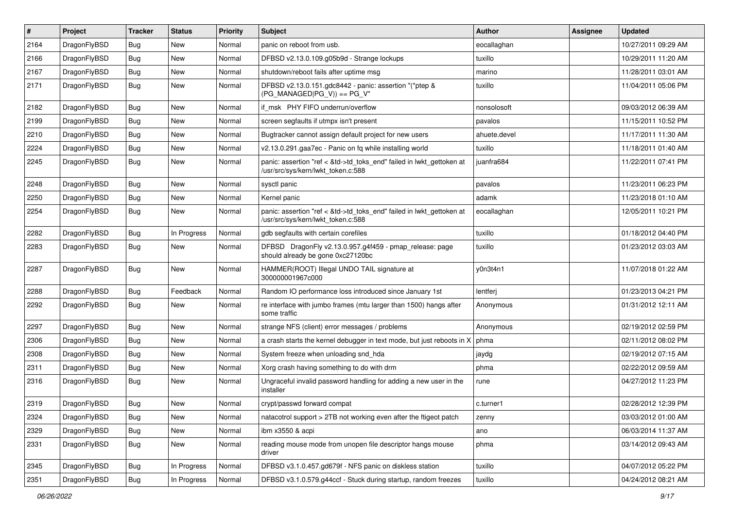| # | Project | Tracker | Status | Priority | Subject | Author | Assignee | Updated |
|---|---|---|---|---|---|---|---|---|
| 2164 | DragonFlyBSD | Bug | New | Normal | panic on reboot from usb. | eocallaghan | | 10/27/2011 09:29 AM |
| 2166 | DragonFlyBSD | Bug | New | Normal | DFBSD v2.13.0.109.g05b9d - Strange lockups | tuxillo | | 10/29/2011 11:20 AM |
| 2167 | DragonFlyBSD | Bug | New | Normal | shutdown/reboot fails after uptime msg | marino | | 11/28/2011 03:01 AM |
| 2171 | DragonFlyBSD | Bug | New | Normal | DFBSD v2.13.0.151.gdc8442 - panic: assertion "(*ptep & (PG_MANAGED\|PG_V)) == PG_V" | tuxillo | | 11/04/2011 05:06 PM |
| 2182 | DragonFlyBSD | Bug | New | Normal | if_msk PHY FIFO underrun/overflow | nonsolosoft | | 09/03/2012 06:39 AM |
| 2199 | DragonFlyBSD | Bug | New | Normal | screen segfaults if utmpx isn't present | pavalos | | 11/15/2011 10:52 PM |
| 2210 | DragonFlyBSD | Bug | New | Normal | Bugtracker cannot assign default project for new users | ahuete.devel | | 11/17/2011 11:30 AM |
| 2224 | DragonFlyBSD | Bug | New | Normal | v2.13.0.291.gaa7ec - Panic on fq while installing world | tuxillo | | 11/18/2011 01:40 AM |
| 2245 | DragonFlyBSD | Bug | New | Normal | panic: assertion "ref < &td->td_toks_end" failed in lwkt_gettoken at /usr/src/sys/kern/lwkt_token.c:588 | juanfra684 | | 11/22/2011 07:41 PM |
| 2248 | DragonFlyBSD | Bug | New | Normal | sysctl panic | pavalos | | 11/23/2011 06:23 PM |
| 2250 | DragonFlyBSD | Bug | New | Normal | Kernel panic | adamk | | 11/23/2018 01:10 AM |
| 2254 | DragonFlyBSD | Bug | New | Normal | panic: assertion "ref < &td->td_toks_end" failed in lwkt_gettoken at /usr/src/sys/kern/lwkt_token.c:588 | eocallaghan | | 12/05/2011 10:21 PM |
| 2282 | DragonFlyBSD | Bug | In Progress | Normal | gdb segfaults with certain corefiles | tuxillo | | 01/18/2012 04:40 PM |
| 2283 | DragonFlyBSD | Bug | New | Normal | DFBSD DragonFly v2.13.0.957.g4f459 - pmap_release: page should already be gone 0xc27120bc | tuxillo | | 01/23/2012 03:03 AM |
| 2287 | DragonFlyBSD | Bug | New | Normal | HAMMER(ROOT) Illegal UNDO TAIL signature at 300000001967c000 | y0n3t4n1 | | 11/07/2018 01:22 AM |
| 2288 | DragonFlyBSD | Bug | Feedback | Normal | Random IO performance loss introduced since January 1st | lentferj | | 01/23/2013 04:21 PM |
| 2292 | DragonFlyBSD | Bug | New | Normal | re interface with jumbo frames (mtu larger than 1500) hangs after some traffic | Anonymous | | 01/31/2012 12:11 AM |
| 2297 | DragonFlyBSD | Bug | New | Normal | strange NFS (client) error messages / problems | Anonymous | | 02/19/2012 02:59 PM |
| 2306 | DragonFlyBSD | Bug | New | Normal | a crash starts the kernel debugger in text mode, but just reboots in X | phma | | 02/11/2012 08:02 PM |
| 2308 | DragonFlyBSD | Bug | New | Normal | System freeze when unloading snd_hda | jaydg | | 02/19/2012 07:15 AM |
| 2311 | DragonFlyBSD | Bug | New | Normal | Xorg crash having something to do with drm | phma | | 02/22/2012 09:59 AM |
| 2316 | DragonFlyBSD | Bug | New | Normal | Ungraceful invalid password handling for adding a new user in the installer | rune | | 04/27/2012 11:23 PM |
| 2319 | DragonFlyBSD | Bug | New | Normal | crypt/passwd forward compat | c.turner1 | | 02/28/2012 12:39 PM |
| 2324 | DragonFlyBSD | Bug | New | Normal | natacotrol support > 2TB not working even after the ftigeot patch | zenny | | 03/03/2012 01:00 AM |
| 2329 | DragonFlyBSD | Bug | New | Normal | ibm x3550 & acpi | ano | | 06/03/2014 11:37 AM |
| 2331 | DragonFlyBSD | Bug | New | Normal | reading mouse mode from unopen file descriptor hangs mouse driver | phma | | 03/14/2012 09:43 AM |
| 2345 | DragonFlyBSD | Bug | In Progress | Normal | DFBSD v3.1.0.457.gd679f - NFS panic on diskless station | tuxillo | | 04/07/2012 05:22 PM |
| 2351 | DragonFlyBSD | Bug | In Progress | Normal | DFBSD v3.1.0.579.g44ccf - Stuck during startup, random freezes | tuxillo | | 04/24/2012 08:21 AM |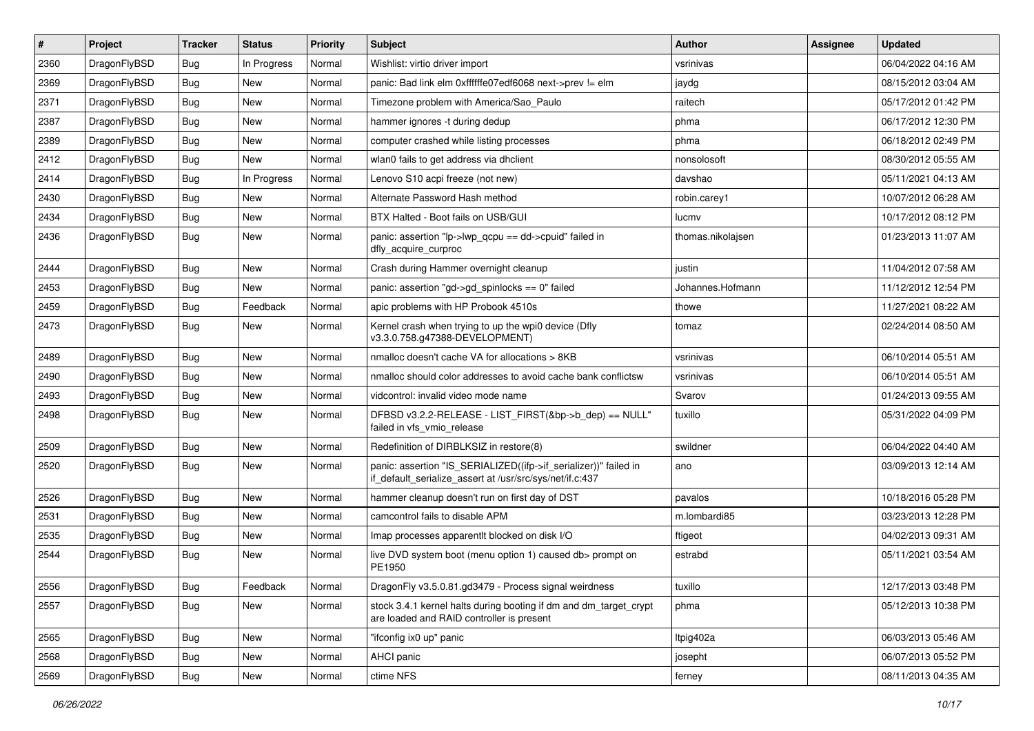| # | Project | Tracker | Status | Priority | Subject | Author | Assignee | Updated |
|---|---|---|---|---|---|---|---|---|
| 2360 | DragonFlyBSD | Bug | In Progress | Normal | Wishlist: virtio driver import | vsrinivas | | 06/04/2022 04:16 AM |
| 2369 | DragonFlyBSD | Bug | New | Normal | panic: Bad link elm 0xffffffe07edf6068 next->prev != elm | jaydg | | 08/15/2012 03:04 AM |
| 2371 | DragonFlyBSD | Bug | New | Normal | Timezone problem with America/Sao_Paulo | raitech | | 05/17/2012 01:42 PM |
| 2387 | DragonFlyBSD | Bug | New | Normal | hammer ignores -t during dedup | phma | | 06/17/2012 12:30 PM |
| 2389 | DragonFlyBSD | Bug | New | Normal | computer crashed while listing processes | phma | | 06/18/2012 02:49 PM |
| 2412 | DragonFlyBSD | Bug | New | Normal | wlan0 fails to get address via dhclient | nonsolosoft | | 08/30/2012 05:55 AM |
| 2414 | DragonFlyBSD | Bug | In Progress | Normal | Lenovo S10 acpi freeze (not new) | davshao | | 05/11/2021 04:13 AM |
| 2430 | DragonFlyBSD | Bug | New | Normal | Alternate Password Hash method | robin.carey1 | | 10/07/2012 06:28 AM |
| 2434 | DragonFlyBSD | Bug | New | Normal | BTX Halted - Boot fails on USB/GUI | lucmv | | 10/17/2012 08:12 PM |
| 2436 | DragonFlyBSD | Bug | New | Normal | panic: assertion "lp->lwp_qcpu == dd->cpuid" failed in dfly_acquire_curproc | thomas.nikolajsen | | 01/23/2013 11:07 AM |
| 2444 | DragonFlyBSD | Bug | New | Normal | Crash during Hammer overnight cleanup | justin | | 11/04/2012 07:58 AM |
| 2453 | DragonFlyBSD | Bug | New | Normal | panic: assertion "gd->gd_spinlocks == 0" failed | Johannes.Hofmann | | 11/12/2012 12:54 PM |
| 2459 | DragonFlyBSD | Bug | Feedback | Normal | apic problems with HP Probook 4510s | thowe | | 11/27/2021 08:22 AM |
| 2473 | DragonFlyBSD | Bug | New | Normal | Kernel crash when trying to up the wpi0 device (Dfly v3.3.0.758.g47388-DEVELOPMENT) | tomaz | | 02/24/2014 08:50 AM |
| 2489 | DragonFlyBSD | Bug | New | Normal | nmalloc doesn't cache VA for allocations > 8KB | vsrinivas | | 06/10/2014 05:51 AM |
| 2490 | DragonFlyBSD | Bug | New | Normal | nmalloc should color addresses to avoid cache bank conflictsw | vsrinivas | | 06/10/2014 05:51 AM |
| 2493 | DragonFlyBSD | Bug | New | Normal | vidcontrol: invalid video mode name | Svarov | | 01/24/2013 09:55 AM |
| 2498 | DragonFlyBSD | Bug | New | Normal | DFBSD v3.2.2-RELEASE - LIST_FIRST(&bp->b_dep) == NULL" failed in vfs_vmio_release | tuxillo | | 05/31/2022 04:09 PM |
| 2509 | DragonFlyBSD | Bug | New | Normal | Redefinition of DIRBLKSIZ in restore(8) | swildner | | 06/04/2022 04:40 AM |
| 2520 | DragonFlyBSD | Bug | New | Normal | panic: assertion "IS_SERIALIZED((ifp->if_serializer))" failed in if_default_serialize_assert at /usr/src/sys/net/if.c:437 | ano | | 03/09/2013 12:14 AM |
| 2526 | DragonFlyBSD | Bug | New | Normal | hammer cleanup doesn't run on first day of DST | pavalos | | 10/18/2016 05:28 PM |
| 2531 | DragonFlyBSD | Bug | New | Normal | camcontrol fails to disable APM | m.lombardi85 | | 03/23/2013 12:28 PM |
| 2535 | DragonFlyBSD | Bug | New | Normal | Imap processes apparentlt blocked on disk I/O | ftigeot | | 04/02/2013 09:31 AM |
| 2544 | DragonFlyBSD | Bug | New | Normal | live DVD system boot (menu option 1) caused db> prompt on PE1950 | estrabd | | 05/11/2021 03:54 AM |
| 2556 | DragonFlyBSD | Bug | Feedback | Normal | DragonFly v3.5.0.81.gd3479 - Process signal weirdness | tuxillo | | 12/17/2013 03:48 PM |
| 2557 | DragonFlyBSD | Bug | New | Normal | stock 3.4.1 kernel halts during booting if dm and dm_target_crypt are loaded and RAID controller is present | phma | | 05/12/2013 10:38 PM |
| 2565 | DragonFlyBSD | Bug | New | Normal | "ifconfig ix0 up" panic | ltpig402a | | 06/03/2013 05:46 AM |
| 2568 | DragonFlyBSD | Bug | New | Normal | AHCI panic | josepht | | 06/07/2013 05:52 PM |
| 2569 | DragonFlyBSD | Bug | New | Normal | ctime NFS | ferney | | 08/11/2013 04:35 AM |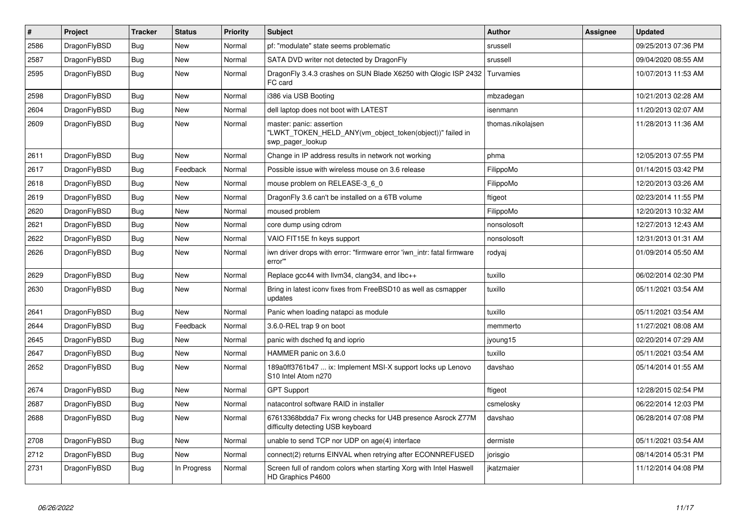| # | Project | Tracker | Status | Priority | Subject | Author | Assignee | Updated |
|---|---|---|---|---|---|---|---|---|
| 2586 | DragonFlyBSD | Bug | New | Normal | pf: "modulate" state seems problematic | srussell | | 09/25/2013 07:36 PM |
| 2587 | DragonFlyBSD | Bug | New | Normal | SATA DVD writer not detected by DragonFly | srussell | | 09/04/2020 08:55 AM |
| 2595 | DragonFlyBSD | Bug | New | Normal | DragonFly 3.4.3 crashes on SUN Blade X6250 with Qlogic ISP 2432 FC card | Turvamies | | 10/07/2013 11:53 AM |
| 2598 | DragonFlyBSD | Bug | New | Normal | i386 via USB Booting | mbzadegan | | 10/21/2013 02:28 AM |
| 2604 | DragonFlyBSD | Bug | New | Normal | dell laptop does not boot with LATEST | isenmann | | 11/20/2013 02:07 AM |
| 2609 | DragonFlyBSD | Bug | New | Normal | master: panic: assertion "LWKT_TOKEN_HELD_ANY(vm_object_token(object))" failed in swp_pager_lookup | thomas.nikolajsen | | 11/28/2013 11:36 AM |
| 2611 | DragonFlyBSD | Bug | New | Normal | Change in IP address results in network not working | phma | | 12/05/2013 07:55 PM |
| 2617 | DragonFlyBSD | Bug | Feedback | Normal | Possible issue with wireless mouse on 3.6 release | FilippoMo | | 01/14/2015 03:42 PM |
| 2618 | DragonFlyBSD | Bug | New | Normal | mouse problem on RELEASE-3_6_0 | FilippoMo | | 12/20/2013 03:26 AM |
| 2619 | DragonFlyBSD | Bug | New | Normal | DragonFly 3.6 can't be installed on a 6TB volume | ftigeot | | 02/23/2014 11:55 PM |
| 2620 | DragonFlyBSD | Bug | New | Normal | moused problem | FilippoMo | | 12/20/2013 10:32 AM |
| 2621 | DragonFlyBSD | Bug | New | Normal | core dump using cdrom | nonsolosoft | | 12/27/2013 12:43 AM |
| 2622 | DragonFlyBSD | Bug | New | Normal | VAIO FIT15E fn keys support | nonsolosoft | | 12/31/2013 01:31 AM |
| 2626 | DragonFlyBSD | Bug | New | Normal | iwn driver drops with error: "firmware error 'iwn_intr: fatal firmware error'" | rodyaj | | 01/09/2014 05:50 AM |
| 2629 | DragonFlyBSD | Bug | New | Normal | Replace gcc44 with llvm34, clang34, and libc++ | tuxillo | | 06/02/2014 02:30 PM |
| 2630 | DragonFlyBSD | Bug | New | Normal | Bring in latest iconv fixes from FreeBSD10 as well as csmapper updates | tuxillo | | 05/11/2021 03:54 AM |
| 2641 | DragonFlyBSD | Bug | New | Normal | Panic when loading natapci as module | tuxillo | | 05/11/2021 03:54 AM |
| 2644 | DragonFlyBSD | Bug | Feedback | Normal | 3.6.0-REL trap 9 on boot | memmerto | | 11/27/2021 08:08 AM |
| 2645 | DragonFlyBSD | Bug | New | Normal | panic with dsched fq and ioprio | jyoung15 | | 02/20/2014 07:29 AM |
| 2647 | DragonFlyBSD | Bug | New | Normal | HAMMER panic on 3.6.0 | tuxillo | | 05/11/2021 03:54 AM |
| 2652 | DragonFlyBSD | Bug | New | Normal | 189a0ff3761b47 ... ix: Implement MSI-X support locks up Lenovo S10 Intel Atom n270 | davshao | | 05/14/2014 01:55 AM |
| 2674 | DragonFlyBSD | Bug | New | Normal | GPT Support | ftigeot | | 12/28/2015 02:54 PM |
| 2687 | DragonFlyBSD | Bug | New | Normal | natacontrol software RAID in installer | csmelosky | | 06/22/2014 12:03 PM |
| 2688 | DragonFlyBSD | Bug | New | Normal | 67613368bdda7 Fix wrong checks for U4B presence Asrock Z77M difficulty detecting USB keyboard | davshao | | 06/28/2014 07:08 PM |
| 2708 | DragonFlyBSD | Bug | New | Normal | unable to send TCP nor UDP on age(4) interface | dermiste | | 05/11/2021 03:54 AM |
| 2712 | DragonFlyBSD | Bug | New | Normal | connect(2) returns EINVAL when retrying after ECONNREFUSED | jorisgio | | 08/14/2014 05:31 PM |
| 2731 | DragonFlyBSD | Bug | In Progress | Normal | Screen full of random colors when starting Xorg with Intel Haswell HD Graphics P4600 | jkatzmaier | | 11/12/2014 04:08 PM |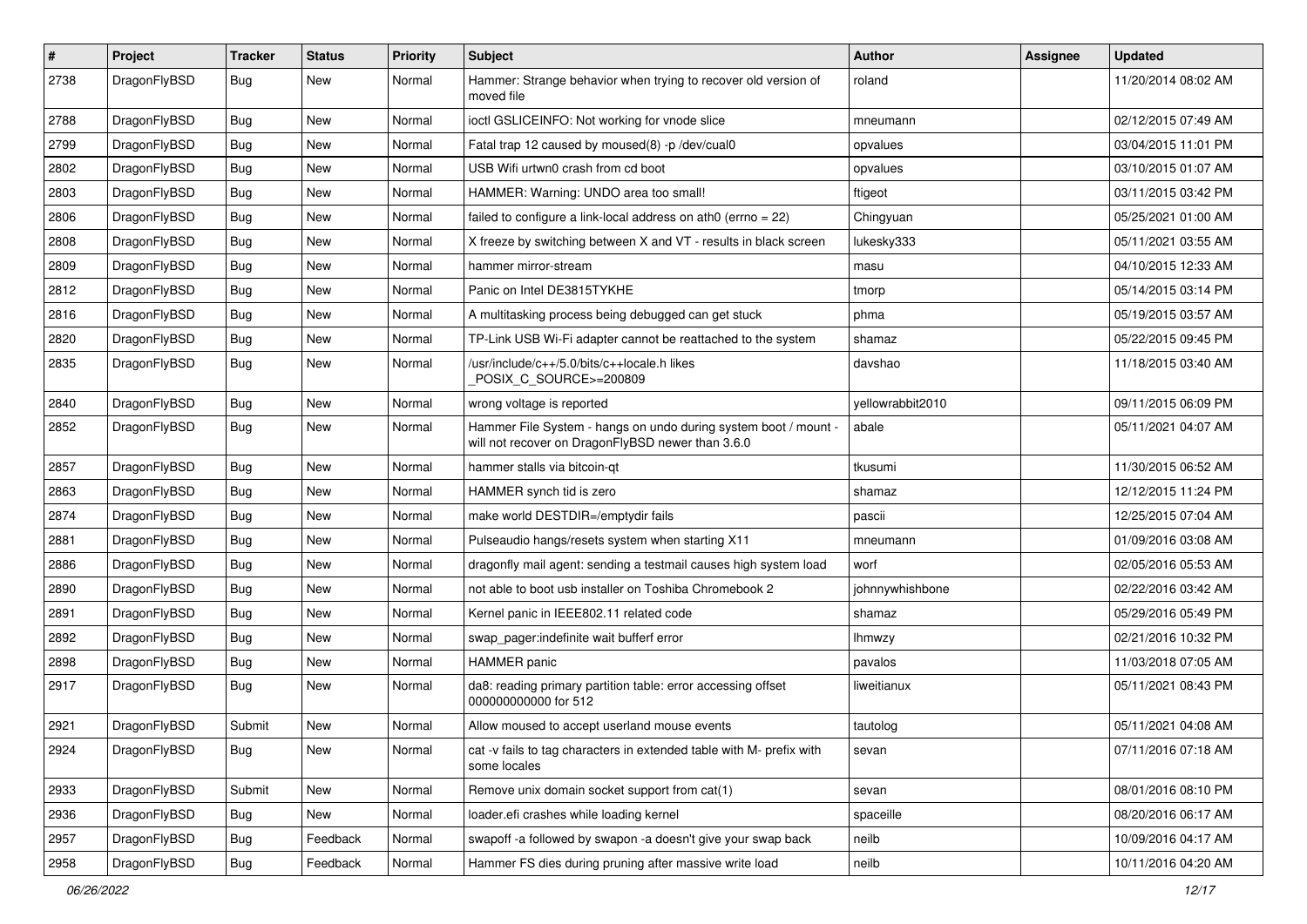| # | Project | Tracker | Status | Priority | Subject | Author | Assignee | Updated |
|---|---|---|---|---|---|---|---|---|
| 2738 | DragonFlyBSD | Bug | New | Normal | Hammer: Strange behavior when trying to recover old version of moved file | roland | | 11/20/2014 08:02 AM |
| 2788 | DragonFlyBSD | Bug | New | Normal | ioctl GSLICEINFO: Not working for vnode slice | mneumann | | 02/12/2015 07:49 AM |
| 2799 | DragonFlyBSD | Bug | New | Normal | Fatal trap 12 caused by moused(8) -p /dev/cual0 | opvalues | | 03/04/2015 11:01 PM |
| 2802 | DragonFlyBSD | Bug | New | Normal | USB Wifi urtwn0 crash from cd boot | opvalues | | 03/10/2015 01:07 AM |
| 2803 | DragonFlyBSD | Bug | New | Normal | HAMMER: Warning: UNDO area too small! | ftigeot | | 03/11/2015 03:42 PM |
| 2806 | DragonFlyBSD | Bug | New | Normal | failed to configure a link-local address on ath0 (errno = 22) | Chingyuan | | 05/25/2021 01:00 AM |
| 2808 | DragonFlyBSD | Bug | New | Normal | X freeze by switching between X and VT - results in black screen | lukesky333 | | 05/11/2021 03:55 AM |
| 2809 | DragonFlyBSD | Bug | New | Normal | hammer mirror-stream | masu | | 04/10/2015 12:33 AM |
| 2812 | DragonFlyBSD | Bug | New | Normal | Panic on Intel DE3815TYKHE | tmorp | | 05/14/2015 03:14 PM |
| 2816 | DragonFlyBSD | Bug | New | Normal | A multitasking process being debugged can get stuck | phma | | 05/19/2015 03:57 AM |
| 2820 | DragonFlyBSD | Bug | New | Normal | TP-Link USB Wi-Fi adapter cannot be reattached to the system | shamaz | | 05/22/2015 09:45 PM |
| 2835 | DragonFlyBSD | Bug | New | Normal | /usr/include/c++/5.0/bits/c++locale.h likes _POSIX_C_SOURCE>=200809 | davshao | | 11/18/2015 03:40 AM |
| 2840 | DragonFlyBSD | Bug | New | Normal | wrong voltage is reported | yellowrabbit2010 | | 09/11/2015 06:09 PM |
| 2852 | DragonFlyBSD | Bug | New | Normal | Hammer File System - hangs on undo during system boot / mount - will not recover on DragonFlyBSD newer than 3.6.0 | abale | | 05/11/2021 04:07 AM |
| 2857 | DragonFlyBSD | Bug | New | Normal | hammer stalls via bitcoin-qt | tkusumi | | 11/30/2015 06:52 AM |
| 2863 | DragonFlyBSD | Bug | New | Normal | HAMMER synch tid is zero | shamaz | | 12/12/2015 11:24 PM |
| 2874 | DragonFlyBSD | Bug | New | Normal | make world DESTDIR=/emptydir fails | pascii | | 12/25/2015 07:04 AM |
| 2881 | DragonFlyBSD | Bug | New | Normal | Pulseaudio hangs/resets system when starting X11 | mneumann | | 01/09/2016 03:08 AM |
| 2886 | DragonFlyBSD | Bug | New | Normal | dragonfly mail agent: sending a testmail causes high system load | worf | | 02/05/2016 05:53 AM |
| 2890 | DragonFlyBSD | Bug | New | Normal | not able to boot usb installer on Toshiba Chromebook 2 | johnnywhishbone | | 02/22/2016 03:42 AM |
| 2891 | DragonFlyBSD | Bug | New | Normal | Kernel panic in IEEE802.11 related code | shamaz | | 05/29/2016 05:49 PM |
| 2892 | DragonFlyBSD | Bug | New | Normal | swap_pager:indefinite wait bufferf error | lhmwzy | | 02/21/2016 10:32 PM |
| 2898 | DragonFlyBSD | Bug | New | Normal | HAMMER panic | pavalos | | 11/03/2018 07:05 AM |
| 2917 | DragonFlyBSD | Bug | New | Normal | da8: reading primary partition table: error accessing offset 000000000000 for 512 | liweitianux | | 05/11/2021 08:43 PM |
| 2921 | DragonFlyBSD | Submit | New | Normal | Allow moused to accept userland mouse events | tautolog | | 05/11/2021 04:08 AM |
| 2924 | DragonFlyBSD | Bug | New | Normal | cat -v fails to tag characters in extended table with M- prefix with some locales | sevan | | 07/11/2016 07:18 AM |
| 2933 | DragonFlyBSD | Submit | New | Normal | Remove unix domain socket support from cat(1) | sevan | | 08/01/2016 08:10 PM |
| 2936 | DragonFlyBSD | Bug | New | Normal | loader.efi crashes while loading kernel | spaceille | | 08/20/2016 06:17 AM |
| 2957 | DragonFlyBSD | Bug | Feedback | Normal | swapoff -a followed by swapon -a doesn't give your swap back | neilb | | 10/09/2016 04:17 AM |
| 2958 | DragonFlyBSD | Bug | Feedback | Normal | Hammer FS dies during pruning after massive write load | neilb | | 10/11/2016 04:20 AM |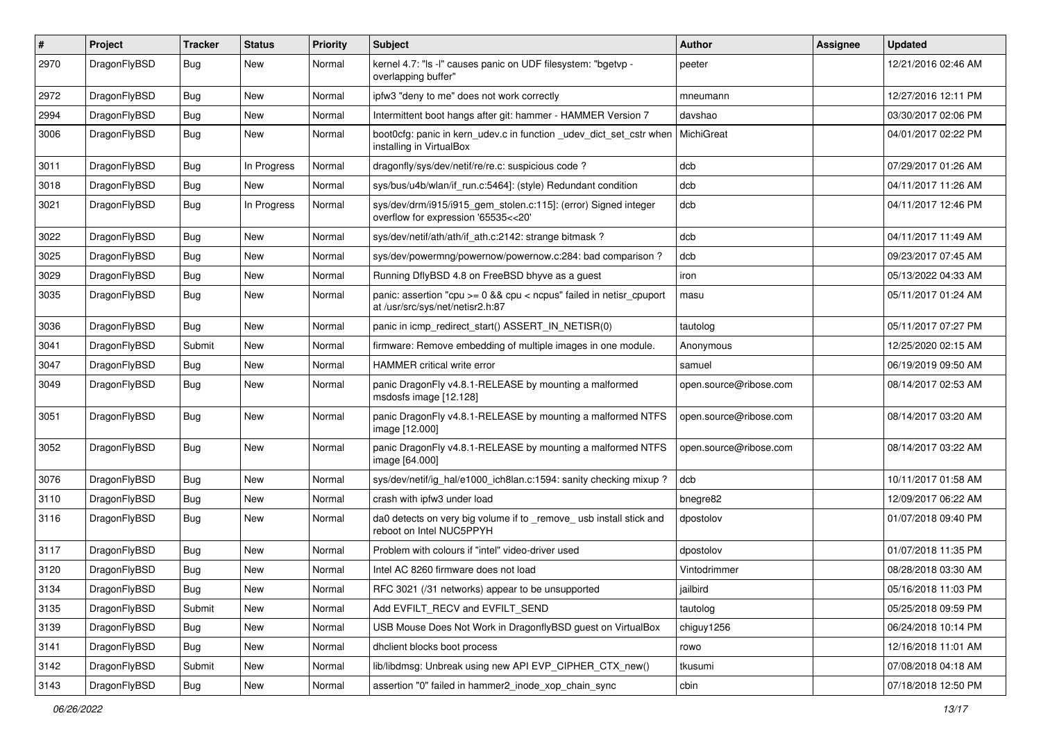| # | Project | Tracker | Status | Priority | Subject | Author | Assignee | Updated |
|---|---|---|---|---|---|---|---|---|
| 2970 | DragonFlyBSD | Bug | New | Normal | kernel 4.7: "ls -l" causes panic on UDF filesystem: "bgetvp - overlapping buffer" | peeter | | 12/21/2016 02:46 AM |
| 2972 | DragonFlyBSD | Bug | New | Normal | ipfw3 "deny to me" does not work correctly | mneumann | | 12/27/2016 12:11 PM |
| 2994 | DragonFlyBSD | Bug | New | Normal | Intermittent boot hangs after git: hammer - HAMMER Version 7 | davshao | | 03/30/2017 02:06 PM |
| 3006 | DragonFlyBSD | Bug | New | Normal | boot0cfg: panic in kern_udev.c in function _udev_dict_set_cstr when installing in VirtualBox | MichiGreat | | 04/01/2017 02:22 PM |
| 3011 | DragonFlyBSD | Bug | In Progress | Normal | dragonfly/sys/dev/netif/re/re.c: suspicious code ? | dcb | | 07/29/2017 01:26 AM |
| 3018 | DragonFlyBSD | Bug | New | Normal | sys/bus/u4b/wlan/if_run.c:5464]: (style) Redundant condition | dcb | | 04/11/2017 11:26 AM |
| 3021 | DragonFlyBSD | Bug | In Progress | Normal | sys/dev/drm/i915/i915_gem_stolen.c:115]: (error) Signed integer overflow for expression '65535<<20' | dcb | | 04/11/2017 12:46 PM |
| 3022 | DragonFlyBSD | Bug | New | Normal | sys/dev/netif/ath/ath/if_ath.c:2142: strange bitmask ? | dcb | | 04/11/2017 11:49 AM |
| 3025 | DragonFlyBSD | Bug | New | Normal | sys/dev/powermng/powernow/powernow.c:284: bad comparison ? | dcb | | 09/23/2017 07:45 AM |
| 3029 | DragonFlyBSD | Bug | New | Normal | Running DflyBSD 4.8 on FreeBSD bhyve as a guest | iron | | 05/13/2022 04:33 AM |
| 3035 | DragonFlyBSD | Bug | New | Normal | panic: assertion "cpu >= 0 && cpu < ncpus" failed in netisr_cpuport at /usr/src/sys/net/netisr2.h:87 | masu | | 05/11/2017 01:24 AM |
| 3036 | DragonFlyBSD | Bug | New | Normal | panic in icmp_redirect_start() ASSERT_IN_NETISR(0) | tautolog | | 05/11/2017 07:27 PM |
| 3041 | DragonFlyBSD | Submit | New | Normal | firmware: Remove embedding of multiple images in one module. | Anonymous | | 12/25/2020 02:15 AM |
| 3047 | DragonFlyBSD | Bug | New | Normal | HAMMER critical write error | samuel | | 06/19/2019 09:50 AM |
| 3049 | DragonFlyBSD | Bug | New | Normal | panic DragonFly v4.8.1-RELEASE by mounting a malformed msdosfs image [12.128] | open.source@ribose.com | | 08/14/2017 02:53 AM |
| 3051 | DragonFlyBSD | Bug | New | Normal | panic DragonFly v4.8.1-RELEASE by mounting a malformed NTFS image [12.000] | open.source@ribose.com | | 08/14/2017 03:20 AM |
| 3052 | DragonFlyBSD | Bug | New | Normal | panic DragonFly v4.8.1-RELEASE by mounting a malformed NTFS image [64.000] | open.source@ribose.com | | 08/14/2017 03:22 AM |
| 3076 | DragonFlyBSD | Bug | New | Normal | sys/dev/netif/ig_hal/e1000_ich8lan.c:1594: sanity checking mixup ? | dcb | | 10/11/2017 01:58 AM |
| 3110 | DragonFlyBSD | Bug | New | Normal | crash with ipfw3 under load | bnegre82 | | 12/09/2017 06:22 AM |
| 3116 | DragonFlyBSD | Bug | New | Normal | da0 detects on very big volume if to _remove_ usb install stick and reboot on Intel NUC5PPYH | dpostolov | | 01/07/2018 09:40 PM |
| 3117 | DragonFlyBSD | Bug | New | Normal | Problem with colours if "intel" video-driver used | dpostolov | | 01/07/2018 11:35 PM |
| 3120 | DragonFlyBSD | Bug | New | Normal | Intel AC 8260 firmware does not load | Vintodrimmer | | 08/28/2018 03:30 AM |
| 3134 | DragonFlyBSD | Bug | New | Normal | RFC 3021 (/31 networks) appear to be unsupported | jailbird | | 05/16/2018 11:03 PM |
| 3135 | DragonFlyBSD | Submit | New | Normal | Add EVFILT_RECV and EVFILT_SEND | tautolog | | 05/25/2018 09:59 PM |
| 3139 | DragonFlyBSD | Bug | New | Normal | USB Mouse Does Not Work in DragonflyBSD guest on VirtualBox | chiguy1256 | | 06/24/2018 10:14 PM |
| 3141 | DragonFlyBSD | Bug | New | Normal | dhclient blocks boot process | rowo | | 12/16/2018 11:01 AM |
| 3142 | DragonFlyBSD | Submit | New | Normal | lib/libdmsg: Unbreak using new API EVP_CIPHER_CTX_new() | tkusumi | | 07/08/2018 04:18 AM |
| 3143 | DragonFlyBSD | Bug | New | Normal | assertion "0" failed in hammer2_inode_xop_chain_sync | cbin | | 07/18/2018 12:50 PM |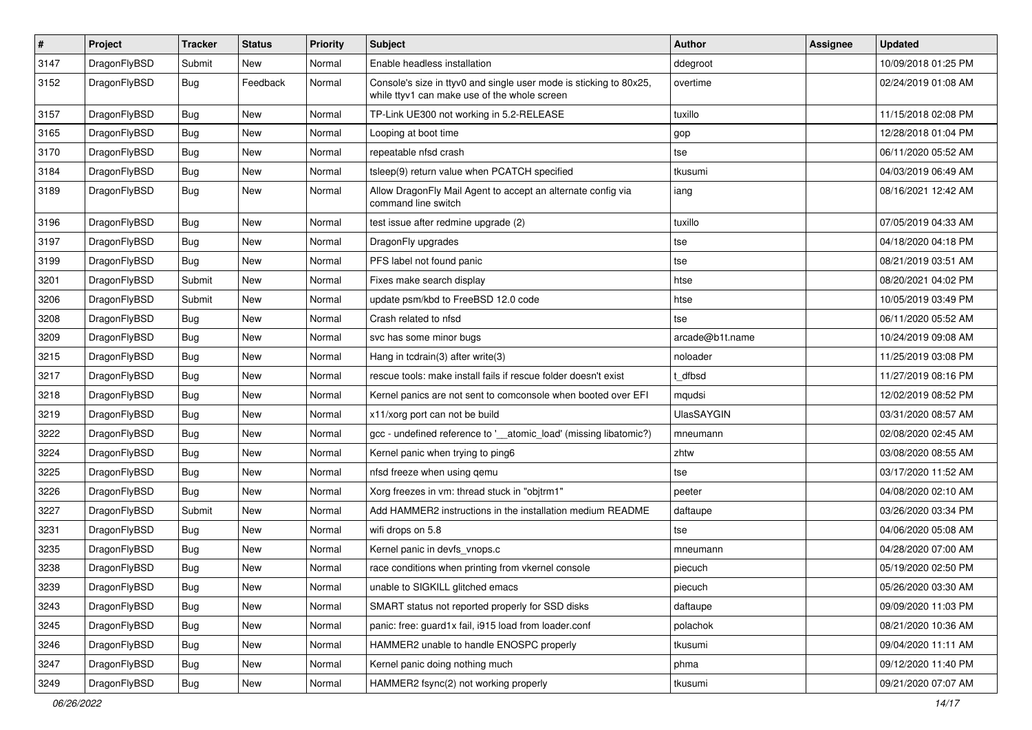| # | Project | Tracker | Status | Priority | Subject | Author | Assignee | Updated |
|---|---|---|---|---|---|---|---|---|
| 3147 | DragonFlyBSD | Submit | New | Normal | Enable headless installation | ddegroot | | 10/09/2018 01:25 PM |
| 3152 | DragonFlyBSD | Bug | Feedback | Normal | Console's size in ttyv0 and single user mode is sticking to 80x25, while ttyv1 can make use of the whole screen | overtime | | 02/24/2019 01:08 AM |
| 3157 | DragonFlyBSD | Bug | New | Normal | TP-Link UE300 not working in 5.2-RELEASE | tuxillo | | 11/15/2018 02:08 PM |
| 3165 | DragonFlyBSD | Bug | New | Normal | Looping at boot time | gop | | 12/28/2018 01:04 PM |
| 3170 | DragonFlyBSD | Bug | New | Normal | repeatable nfsd crash | tse | | 06/11/2020 05:52 AM |
| 3184 | DragonFlyBSD | Bug | New | Normal | tsleep(9) return value when PCATCH specified | tkusumi | | 04/03/2019 06:49 AM |
| 3189 | DragonFlyBSD | Bug | New | Normal | Allow DragonFly Mail Agent to accept an alternate config via command line switch | iang | | 08/16/2021 12:42 AM |
| 3196 | DragonFlyBSD | Bug | New | Normal | test issue after redmine upgrade (2) | tuxillo | | 07/05/2019 04:33 AM |
| 3197 | DragonFlyBSD | Bug | New | Normal | DragonFly upgrades | tse | | 04/18/2020 04:18 PM |
| 3199 | DragonFlyBSD | Bug | New | Normal | PFS label not found panic | tse | | 08/21/2019 03:51 AM |
| 3201 | DragonFlyBSD | Submit | New | Normal | Fixes make search display | htse | | 08/20/2021 04:02 PM |
| 3206 | DragonFlyBSD | Submit | New | Normal | update psm/kbd to FreeBSD 12.0 code | htse | | 10/05/2019 03:49 PM |
| 3208 | DragonFlyBSD | Bug | New | Normal | Crash related to nfsd | tse | | 06/11/2020 05:52 AM |
| 3209 | DragonFlyBSD | Bug | New | Normal | svc has some minor bugs | arcade@b1t.name | | 10/24/2019 09:08 AM |
| 3215 | DragonFlyBSD | Bug | New | Normal | Hang in tcdrain(3) after write(3) | noloader | | 11/25/2019 03:08 PM |
| 3217 | DragonFlyBSD | Bug | New | Normal | rescue tools: make install fails if rescue folder doesn't exist | t_dfbsd | | 11/27/2019 08:16 PM |
| 3218 | DragonFlyBSD | Bug | New | Normal | Kernel panics are not sent to comconsole when booted over EFI | mqudsi | | 12/02/2019 08:52 PM |
| 3219 | DragonFlyBSD | Bug | New | Normal | x11/xorg port can not be build | UlasSAYGIN | | 03/31/2020 08:57 AM |
| 3222 | DragonFlyBSD | Bug | New | Normal | gcc - undefined reference to '__atomic_load' (missing libatomic?) | mneumann | | 02/08/2020 02:45 AM |
| 3224 | DragonFlyBSD | Bug | New | Normal | Kernel panic when trying to ping6 | zhtw | | 03/08/2020 08:55 AM |
| 3225 | DragonFlyBSD | Bug | New | Normal | nfsd freeze when using qemu | tse | | 03/17/2020 11:52 AM |
| 3226 | DragonFlyBSD | Bug | New | Normal | Xorg freezes in vm: thread stuck in "objtrm1" | peeter | | 04/08/2020 02:10 AM |
| 3227 | DragonFlyBSD | Submit | New | Normal | Add HAMMER2 instructions in the installation medium README | daftaupe | | 03/26/2020 03:34 PM |
| 3231 | DragonFlyBSD | Bug | New | Normal | wifi drops on 5.8 | tse | | 04/06/2020 05:08 AM |
| 3235 | DragonFlyBSD | Bug | New | Normal | Kernel panic in devfs_vnops.c | mneumann | | 04/28/2020 07:00 AM |
| 3238 | DragonFlyBSD | Bug | New | Normal | race conditions when printing from vkernel console | piecuch | | 05/19/2020 02:50 PM |
| 3239 | DragonFlyBSD | Bug | New | Normal | unable to SIGKILL glitched emacs | piecuch | | 05/26/2020 03:30 AM |
| 3243 | DragonFlyBSD | Bug | New | Normal | SMART status not reported properly for SSD disks | daftaupe | | 09/09/2020 11:03 PM |
| 3245 | DragonFlyBSD | Bug | New | Normal | panic: free: guard1x fail, i915 load from loader.conf | polachok | | 08/21/2020 10:36 AM |
| 3246 | DragonFlyBSD | Bug | New | Normal | HAMMER2 unable to handle ENOSPC properly | tkusumi | | 09/04/2020 11:11 AM |
| 3247 | DragonFlyBSD | Bug | New | Normal | Kernel panic doing nothing much | phma | | 09/12/2020 11:40 PM |
| 3249 | DragonFlyBSD | Bug | New | Normal | HAMMER2 fsync(2) not working properly | tkusumi | | 09/21/2020 07:07 AM |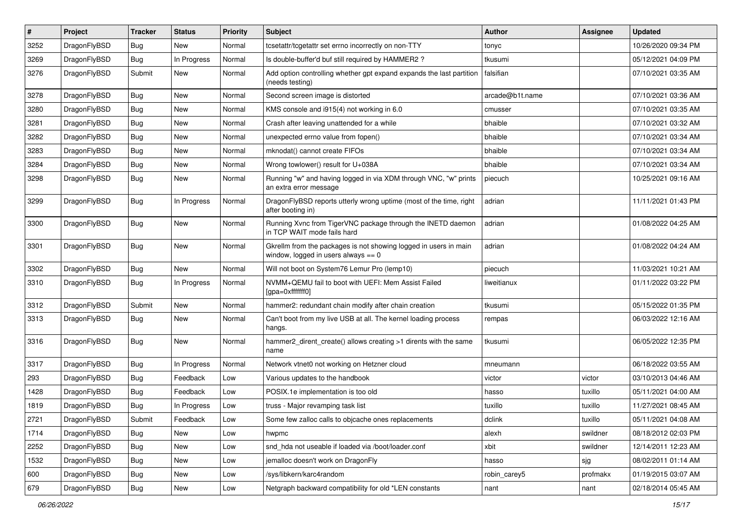| # | Project | Tracker | Status | Priority | Subject | Author | Assignee | Updated |
|---|---|---|---|---|---|---|---|---|
| 3252 | DragonFlyBSD | Bug | New | Normal | tcsetattr/tcgetattr set errno incorrectly on non-TTY | tonyc | | 10/26/2020 09:34 PM |
| 3269 | DragonFlyBSD | Bug | In Progress | Normal | Is double-buffer'd buf still required by HAMMER2 ? | tkusumi | | 05/12/2021 04:09 PM |
| 3276 | DragonFlyBSD | Submit | New | Normal | Add option controlling whether gpt expand expands the last partition (needs testing) | falsifian | | 07/10/2021 03:35 AM |
| 3278 | DragonFlyBSD | Bug | New | Normal | Second screen image is distorted | arcade@b1t.name | | 07/10/2021 03:36 AM |
| 3280 | DragonFlyBSD | Bug | New | Normal | KMS console and i915(4) not working in 6.0 | cmusser | | 07/10/2021 03:35 AM |
| 3281 | DragonFlyBSD | Bug | New | Normal | Crash after leaving unattended for a while | bhaible | | 07/10/2021 03:32 AM |
| 3282 | DragonFlyBSD | Bug | New | Normal | unexpected errno value from fopen() | bhaible | | 07/10/2021 03:34 AM |
| 3283 | DragonFlyBSD | Bug | New | Normal | mknodat() cannot create FIFOs | bhaible | | 07/10/2021 03:34 AM |
| 3284 | DragonFlyBSD | Bug | New | Normal | Wrong towlower() result for U+038A | bhaible | | 07/10/2021 03:34 AM |
| 3298 | DragonFlyBSD | Bug | New | Normal | Running "w" and having logged in via XDM through VNC, "w" prints an extra error message | piecuch | | 10/25/2021 09:16 AM |
| 3299 | DragonFlyBSD | Bug | In Progress | Normal | DragonFlyBSD reports utterly wrong uptime (most of the time, right after booting in) | adrian | | 11/11/2021 01:43 PM |
| 3300 | DragonFlyBSD | Bug | New | Normal | Running Xvnc from TigerVNC package through the INETD daemon in TCP WAIT mode fails hard | adrian | | 01/08/2022 04:25 AM |
| 3301 | DragonFlyBSD | Bug | New | Normal | Gkrellm from the packages is not showing logged in users in main window, logged in users always == 0 | adrian | | 01/08/2022 04:24 AM |
| 3302 | DragonFlyBSD | Bug | New | Normal | Will not boot on System76 Lemur Pro (lemp10) | piecuch | | 11/03/2021 10:21 AM |
| 3310 | DragonFlyBSD | Bug | In Progress | Normal | NVMM+QEMU fail to boot with UEFI: Mem Assist Failed [gpa=0xfffffff0] | liweitianux | | 01/11/2022 03:22 PM |
| 3312 | DragonFlyBSD | Submit | New | Normal | hammer2: redundant chain modify after chain creation | tkusumi | | 05/15/2022 01:35 PM |
| 3313 | DragonFlyBSD | Bug | New | Normal | Can't boot from my live USB at all. The kernel loading process hangs. | rempas | | 06/03/2022 12:16 AM |
| 3316 | DragonFlyBSD | Bug | New | Normal | hammer2_dirent_create() allows creating >1 dirents with the same name | tkusumi | | 06/05/2022 12:35 PM |
| 3317 | DragonFlyBSD | Bug | In Progress | Normal | Network vtnet0 not working on Hetzner cloud | mneumann | | 06/18/2022 03:55 AM |
| 293 | DragonFlyBSD | Bug | Feedback | Low | Various updates to the handbook | victor | victor | 03/10/2013 04:46 AM |
| 1428 | DragonFlyBSD | Bug | Feedback | Low | POSIX.1e implementation is too old | hasso | tuxillo | 05/11/2021 04:00 AM |
| 1819 | DragonFlyBSD | Bug | In Progress | Low | truss - Major revamping task list | tuxillo | tuxillo | 11/27/2021 08:45 AM |
| 2721 | DragonFlyBSD | Submit | Feedback | Low | Some few zalloc calls to objcache ones replacements | dclink | tuxillo | 05/11/2021 04:08 AM |
| 1714 | DragonFlyBSD | Bug | New | Low | hwpmc | alexh | swildner | 08/18/2012 02:03 PM |
| 2252 | DragonFlyBSD | Bug | New | Low | snd_hda not useable if loaded via /boot/loader.conf | xbit | swildner | 12/14/2011 12:23 AM |
| 1532 | DragonFlyBSD | Bug | New | Low | jemalloc doesn't work on DragonFly | hasso | sjg | 08/02/2011 01:14 AM |
| 600 | DragonFlyBSD | Bug | New | Low | /sys/libkern/karc4random | robin_carey5 | profmakx | 01/19/2015 03:07 AM |
| 679 | DragonFlyBSD | Bug | New | Low | Netgraph backward compatibility for old *LEN constants | nant | nant | 02/18/2014 05:45 AM |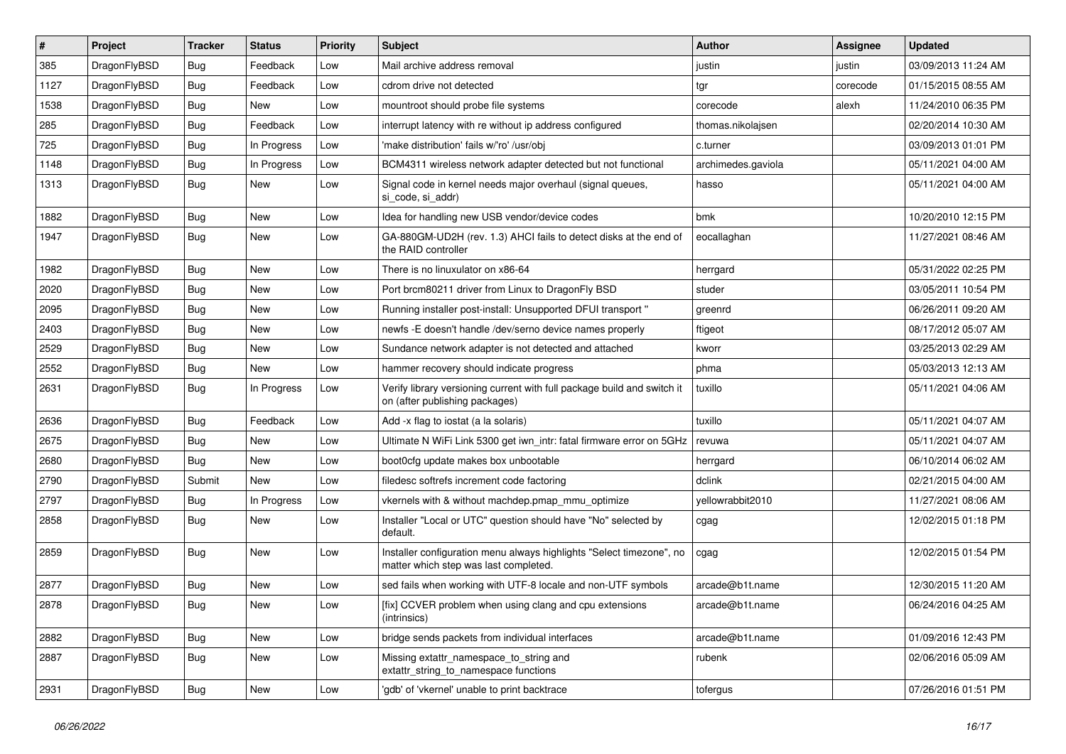| # | Project | Tracker | Status | Priority | Subject | Author | Assignee | Updated |
|---|---|---|---|---|---|---|---|---|
| 385 | DragonFlyBSD | Bug | Feedback | Low | Mail archive address removal | justin | justin | 03/09/2013 11:24 AM |
| 1127 | DragonFlyBSD | Bug | Feedback | Low | cdrom drive not detected | tgr | corecode | 01/15/2015 08:55 AM |
| 1538 | DragonFlyBSD | Bug | New | Low | mountroot should probe file systems | corecode | alexh | 11/24/2010 06:35 PM |
| 285 | DragonFlyBSD | Bug | Feedback | Low | interrupt latency with re without ip address configured | thomas.nikolajsen | | 02/20/2014 10:30 AM |
| 725 | DragonFlyBSD | Bug | In Progress | Low | 'make distribution' fails w/'ro' /usr/obj | c.turner | | 03/09/2013 01:01 PM |
| 1148 | DragonFlyBSD | Bug | In Progress | Low | BCM4311 wireless network adapter detected but not functional | archimedes.gaviola | | 05/11/2021 04:00 AM |
| 1313 | DragonFlyBSD | Bug | New | Low | Signal code in kernel needs major overhaul (signal queues, si_code, si_addr) | hasso | | 05/11/2021 04:00 AM |
| 1882 | DragonFlyBSD | Bug | New | Low | Idea for handling new USB vendor/device codes | bmk | | 10/20/2010 12:15 PM |
| 1947 | DragonFlyBSD | Bug | New | Low | GA-880GM-UD2H (rev. 1.3) AHCI fails to detect disks at the end of the RAID controller | eocallaghan | | 11/27/2021 08:46 AM |
| 1982 | DragonFlyBSD | Bug | New | Low | There is no linuxulator on x86-64 | herrgard | | 05/31/2022 02:25 PM |
| 2020 | DragonFlyBSD | Bug | New | Low | Port brcm80211 driver from Linux to DragonFly BSD | studer | | 03/05/2011 10:54 PM |
| 2095 | DragonFlyBSD | Bug | New | Low | Running installer post-install: Unsupported DFUI transport " | greenrd | | 06/26/2011 09:20 AM |
| 2403 | DragonFlyBSD | Bug | New | Low | newfs -E doesn't handle /dev/serno device names properly | ftigeot | | 08/17/2012 05:07 AM |
| 2529 | DragonFlyBSD | Bug | New | Low | Sundance network adapter is not detected and attached | kworr | | 03/25/2013 02:29 AM |
| 2552 | DragonFlyBSD | Bug | New | Low | hammer recovery should indicate progress | phma | | 05/03/2013 12:13 AM |
| 2631 | DragonFlyBSD | Bug | In Progress | Low | Verify library versioning current with full package build and switch it on (after publishing packages) | tuxillo | | 05/11/2021 04:06 AM |
| 2636 | DragonFlyBSD | Bug | Feedback | Low | Add -x flag to iostat (a la solaris) | tuxillo | | 05/11/2021 04:07 AM |
| 2675 | DragonFlyBSD | Bug | New | Low | Ultimate N WiFi Link 5300 get iwn_intr: fatal firmware error on 5GHz | revuwa | | 05/11/2021 04:07 AM |
| 2680 | DragonFlyBSD | Bug | New | Low | boot0cfg update makes box unbootable | herrgard | | 06/10/2014 06:02 AM |
| 2790 | DragonFlyBSD | Submit | New | Low | filedesc softrefs increment code factoring | dclink | | 02/21/2015 04:00 AM |
| 2797 | DragonFlyBSD | Bug | In Progress | Low | vkernels with & without machdep.pmap_mmu_optimize | yellowrabbit2010 | | 11/27/2021 08:06 AM |
| 2858 | DragonFlyBSD | Bug | New | Low | Installer "Local or UTC" question should have "No" selected by default. | cgag | | 12/02/2015 01:18 PM |
| 2859 | DragonFlyBSD | Bug | New | Low | Installer configuration menu always highlights "Select timezone", no matter which step was last completed. | cgag | | 12/02/2015 01:54 PM |
| 2877 | DragonFlyBSD | Bug | New | Low | sed fails when working with UTF-8 locale and non-UTF symbols | arcade@b1t.name | | 12/30/2015 11:20 AM |
| 2878 | DragonFlyBSD | Bug | New | Low | [fix] CCVER problem when using clang and cpu extensions (intrinsics) | arcade@b1t.name | | 06/24/2016 04:25 AM |
| 2882 | DragonFlyBSD | Bug | New | Low | bridge sends packets from individual interfaces | arcade@b1t.name | | 01/09/2016 12:43 PM |
| 2887 | DragonFlyBSD | Bug | New | Low | Missing extattr_namespace_to_string and extattr_string_to_namespace functions | rubenk | | 02/06/2016 05:09 AM |
| 2931 | DragonFlyBSD | Bug | New | Low | 'gdb' of 'vkernel' unable to print backtrace | tofergus | | 07/26/2016 01:51 PM |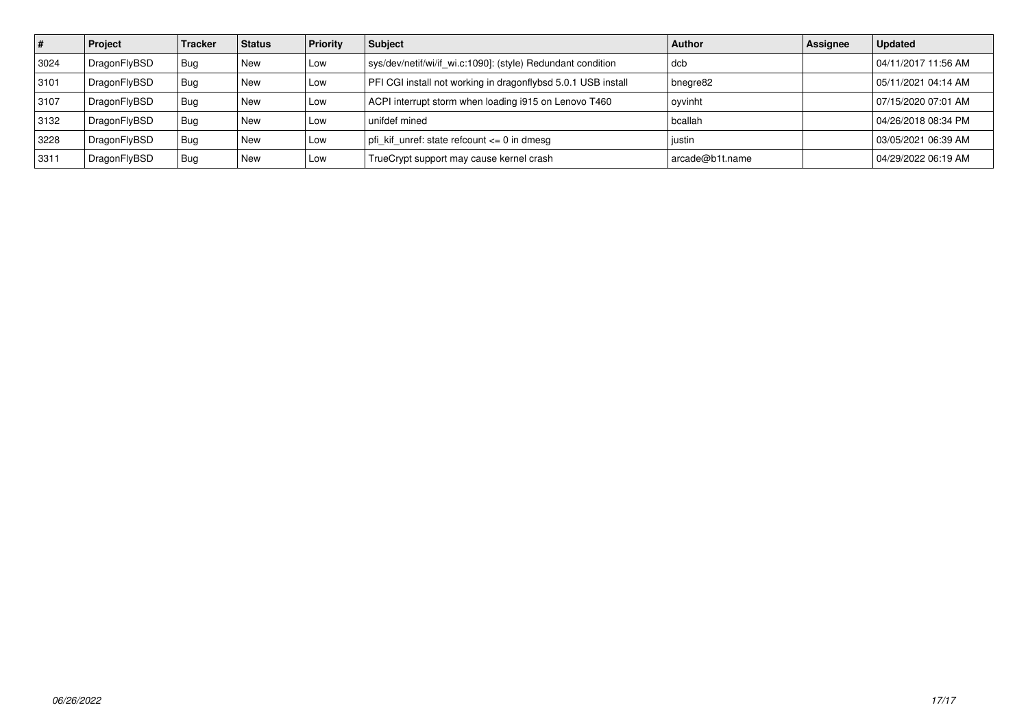| # | Project | Tracker | Status | Priority | Subject | Author | Assignee | Updated |
|---|---|---|---|---|---|---|---|---|
| 3024 | DragonFlyBSD | Bug | New | Low | sys/dev/netif/wi/if_wi.c:1090]: (style) Redundant condition | dcb | | 04/11/2017 11:56 AM |
| 3101 | DragonFlyBSD | Bug | New | Low | PFI CGI install not working in dragonflybsd 5.0.1 USB install | bnegre82 | | 05/11/2021 04:14 AM |
| 3107 | DragonFlyBSD | Bug | New | Low | ACPI interrupt storm when loading i915 on Lenovo T460 | oyvinht | | 07/15/2020 07:01 AM |
| 3132 | DragonFlyBSD | Bug | New | Low | unifdef mined | bcallah | | 04/26/2018 08:34 PM |
| 3228 | DragonFlyBSD | Bug | New | Low | pfi_kif_unref: state refcount <= 0 in dmesg | justin | | 03/05/2021 06:39 AM |
| 3311 | DragonFlyBSD | Bug | New | Low | TrueCrypt support may cause kernel crash | arcade@b1t.name | | 04/29/2022 06:19 AM |